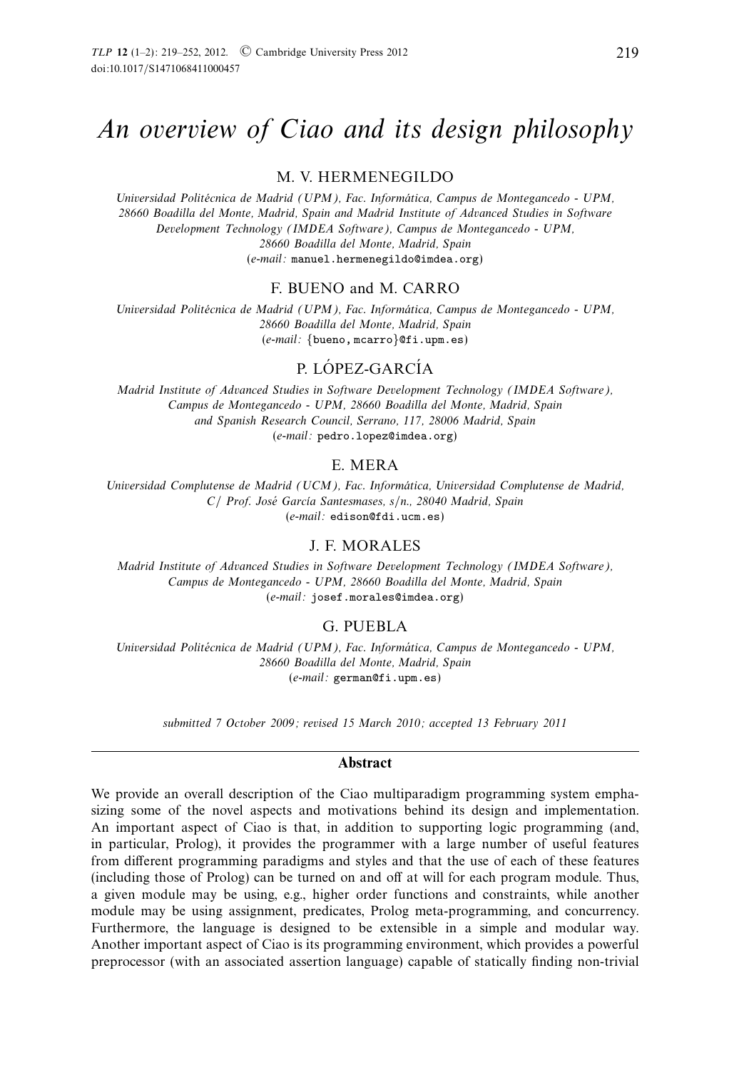# An overview of Ciao and its design philosophy

M. V. HERMENEGILDO

*Universidad Politécnica de Madrid (UPM), Fac. Informática, Campus de Montegancedo - UPM, 28660 Boadilla del Monte, Madrid, Spain and Madrid Institute of Advanced Studies in Software Development Technology (IMDEA Software), Campus de Montegancedo - UPM, 28660 Boadilla del Monte, Madrid, Spain*
(*e-mail:* manuel.hermenegildo@imdea.org)

F. BUENO and M. CARRO

*Universidad Politécnica de Madrid (UPM), Fac. Informática, Campus de Montegancedo - UPM, 28660 Boadilla del Monte, Madrid, Spain*
(*e-mail:* {bueno, mcarro}@fi.upm.es)

P. LÓPEZ-GARCÍA

*Madrid Institute of Advanced Studies in Software Development Technology (IMDEA Software), Campus de Montegancedo - UPM, 28660 Boadilla del Monte, Madrid, Spain and Spanish Research Council, Serrano, 117, 28006 Madrid, Spain*
(*e-mail:* pedro.lopez@imdea.org)

E. MERA

*Universidad Complutense de Madrid (UCM), Fac. Informática, Universidad Complutense de Madrid, C/ Prof. José García Santesmases, s/n., 28040 Madrid, Spain*
(*e-mail:* edison@fdi.ucm.es)

J. F. MORALES

*Madrid Institute of Advanced Studies in Software Development Technology (IMDEA Software), Campus de Montegancedo - UPM, 28660 Boadilla del Monte, Madrid, Spain*
(*e-mail:* josef.morales@imdea.org)

G. PUEBLA

*Universidad Politécnica de Madrid (UPM), Fac. Informática, Campus de Montegancedo - UPM, 28660 Boadilla del Monte, Madrid, Spain*
(*e-mail:* german@fi.upm.es)

*submitted 7 October 2009; revised 15 March 2010; accepted 13 February 2011*

## Abstract

We provide an overall description of the Ciao multiparadigm programming system emphasizing some of the novel aspects and motivations behind its design and implementation. An important aspect of Ciao is that, in addition to supporting logic programming (and, in particular, Prolog), it provides the programmer with a large number of useful features from different programming paradigms and styles and that the use of each of these features (including those of Prolog) can be turned on and off at will for each program module. Thus, a given module may be using, e.g., higher order functions and constraints, while another module may be using assignment, predicates, Prolog meta-programming, and concurrency. Furthermore, the language is designed to be extensible in a simple and modular way. Another important aspect of Ciao is its programming environment, which provides a powerful preprocessor (with an associated assertion language) capable of statically finding non-trivial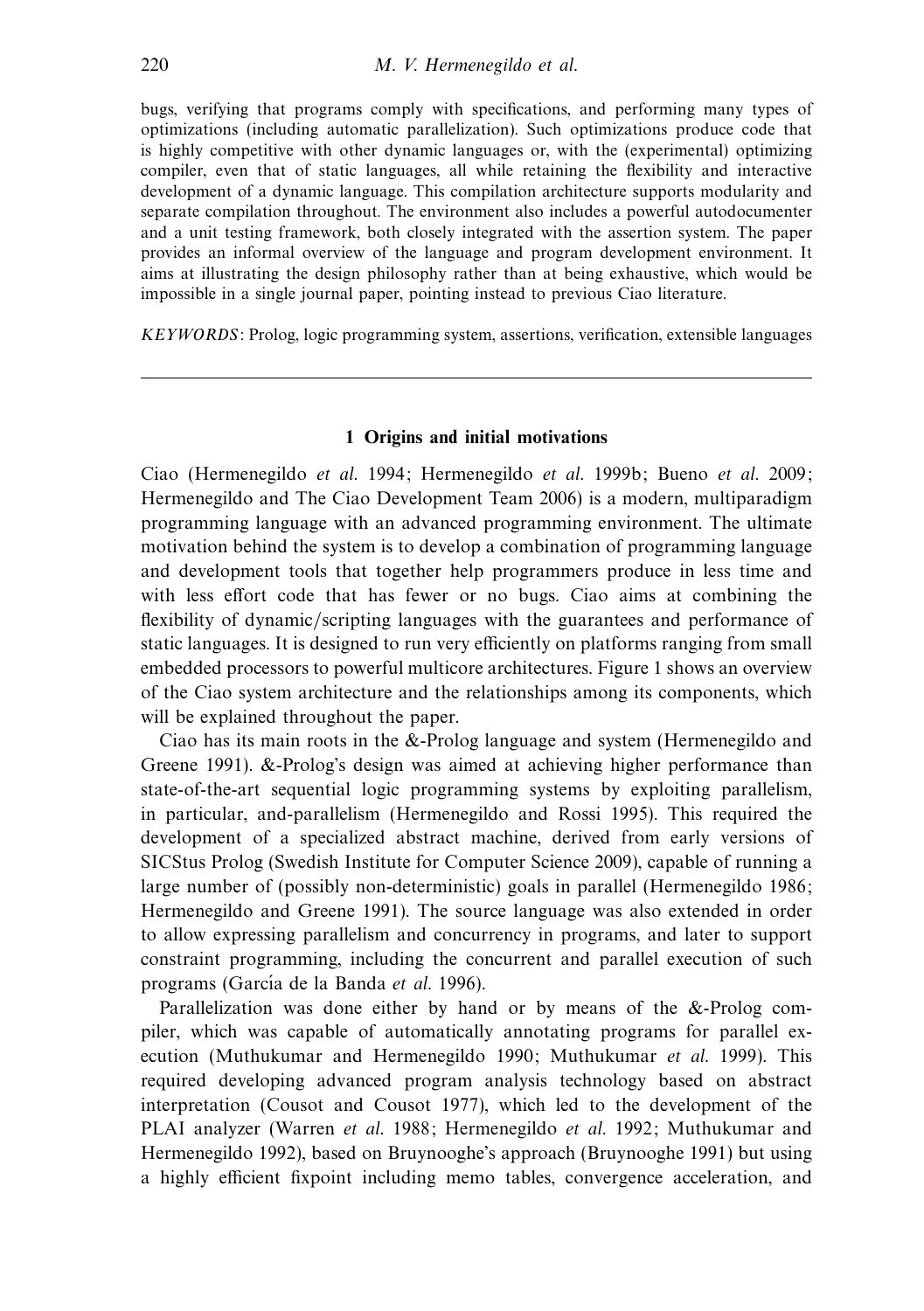bugs, verifying that programs comply with specifications, and performing many types of optimizations (including automatic parallelization). Such optimizations produce code that is highly competitive with other dynamic languages or, with the (experimental) optimizing compiler, even that of static languages, all while retaining the flexibility and interactive development of a dynamic language. This compilation architecture supports modularity and separate compilation throughout. The environment also includes a powerful autodocumenter and a unit testing framework, both closely integrated with the assertion system. The paper provides an informal overview of the language and program development environment. It aims at illustrating the design philosophy rather than at being exhaustive, which would be impossible in a single journal paper, pointing instead to previous Ciao literature.

*KEYWORDS*: Prolog, logic programming system, assertions, verification, extensible languages

---

## 1 Origins and initial motivations

Ciao (Hermenegildo *et al.* 1994; Hermenegildo *et al.* 1999b; Bueno *et al.* 2009; Hermenegildo and The Ciao Development Team 2006) is a modern, multiparadigm programming language with an advanced programming environment. The ultimate motivation behind the system is to develop a combination of programming language and development tools that together help programmers produce in less time and with less effort code that has fewer or no bugs. Ciao aims at combining the flexibility of dynamic/scripting languages with the guarantees and performance of static languages. It is designed to run very efficiently on platforms ranging from small embedded processors to powerful multicore architectures. Figure 1 shows an overview of the Ciao system architecture and the relationships among its components, which will be explained throughout the paper.

Ciao has its main roots in the &-Prolog language and system (Hermenegildo and Greene 1991). &-Prolog's design was aimed at achieving higher performance than state-of-the-art sequential logic programming systems by exploiting parallelism, in particular, and-parallelism (Hermenegildo and Rossi 1995). This required the development of a specialized abstract machine, derived from early versions of SICStus Prolog (Swedish Institute for Computer Science 2009), capable of running a large number of (possibly non-deterministic) goals in parallel (Hermenegildo 1986; Hermenegildo and Greene 1991). The source language was also extended in order to allow expressing parallelism and concurrency in programs, and later to support constraint programming, including the concurrent and parallel execution of such programs (García de la Banda *et al.* 1996).

Parallelization was done either by hand or by means of the &-Prolog compiler, which was capable of automatically annotating programs for parallel execution (Muthukumar and Hermenegildo 1990; Muthukumar *et al.* 1999). This required developing advanced program analysis technology based on abstract interpretation (Cousot and Cousot 1977), which led to the development of the PLAI analyzer (Warren *et al.* 1988; Hermenegildo *et al.* 1992; Muthukumar and Hermenegildo 1992), based on Bruynooghe's approach (Bruynooghe 1991) but using a highly efficient fixpoint including memo tables, convergence acceleration, and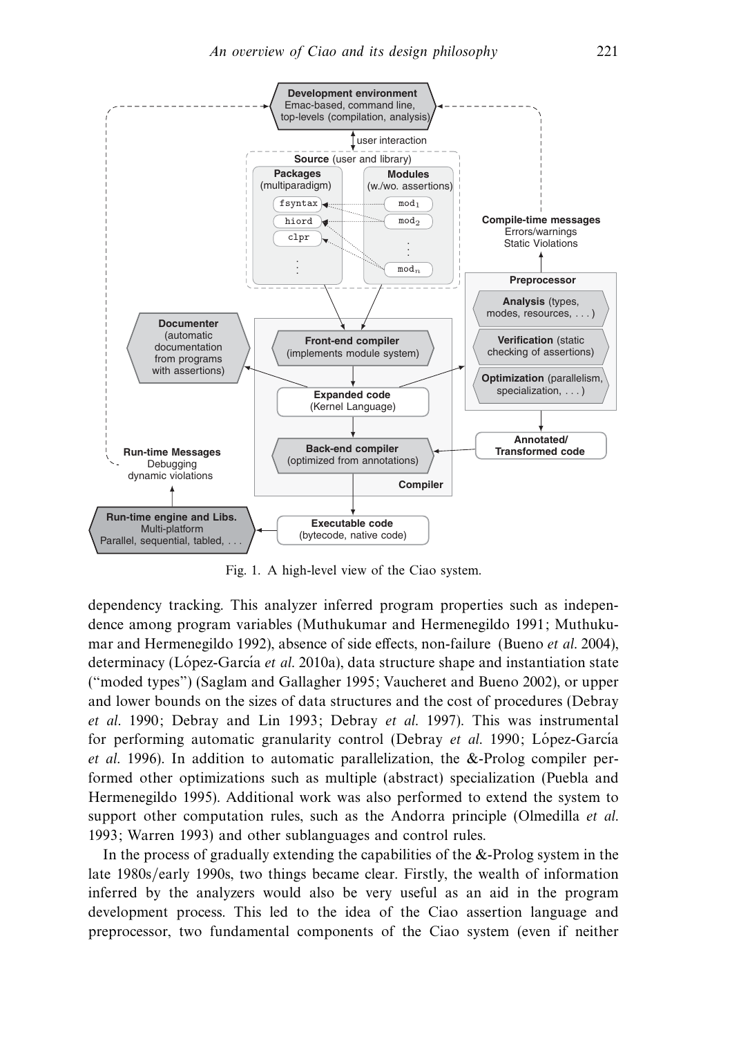Fig. 1. A high-level view of the Ciao system.

dependency tracking. This analyzer inferred program properties such as independence among program variables (Muthukumar and Hermenegildo 1991; Muthukumar and Hermenegildo 1992), absence of side effects, non-failure (Bueno *et al.* 2004), determinacy (López-García *et al.* 2010a), data structure shape and instantiation state ("moded types") (Saglam and Gallagher 1995; Vaucheret and Bueno 2002), or upper and lower bounds on the sizes of data structures and the cost of procedures (Debray *et al.* 1990; Debray and Lin 1993; Debray *et al.* 1997). This was instrumental for performing automatic granularity control (Debray *et al.* 1990; López-García *et al.* 1996). In addition to automatic parallelization, the &-Prolog compiler performed other optimizations such as multiple (abstract) specialization (Puebla and Hermenegildo 1995). Additional work was also performed to extend the system to support other computation rules, such as the Andorra principle (Olmedilla *et al.* 1993; Warren 1993) and other sublanguages and control rules.

In the process of gradually extending the capabilities of the &-Prolog system in the late 1980s/early 1990s, two things became clear. Firstly, the wealth of information inferred by the analyzers would also be very useful as an aid in the program development process. This led to the idea of the Ciao assertion language and preprocessor, two fundamental components of the Ciao system (even if neither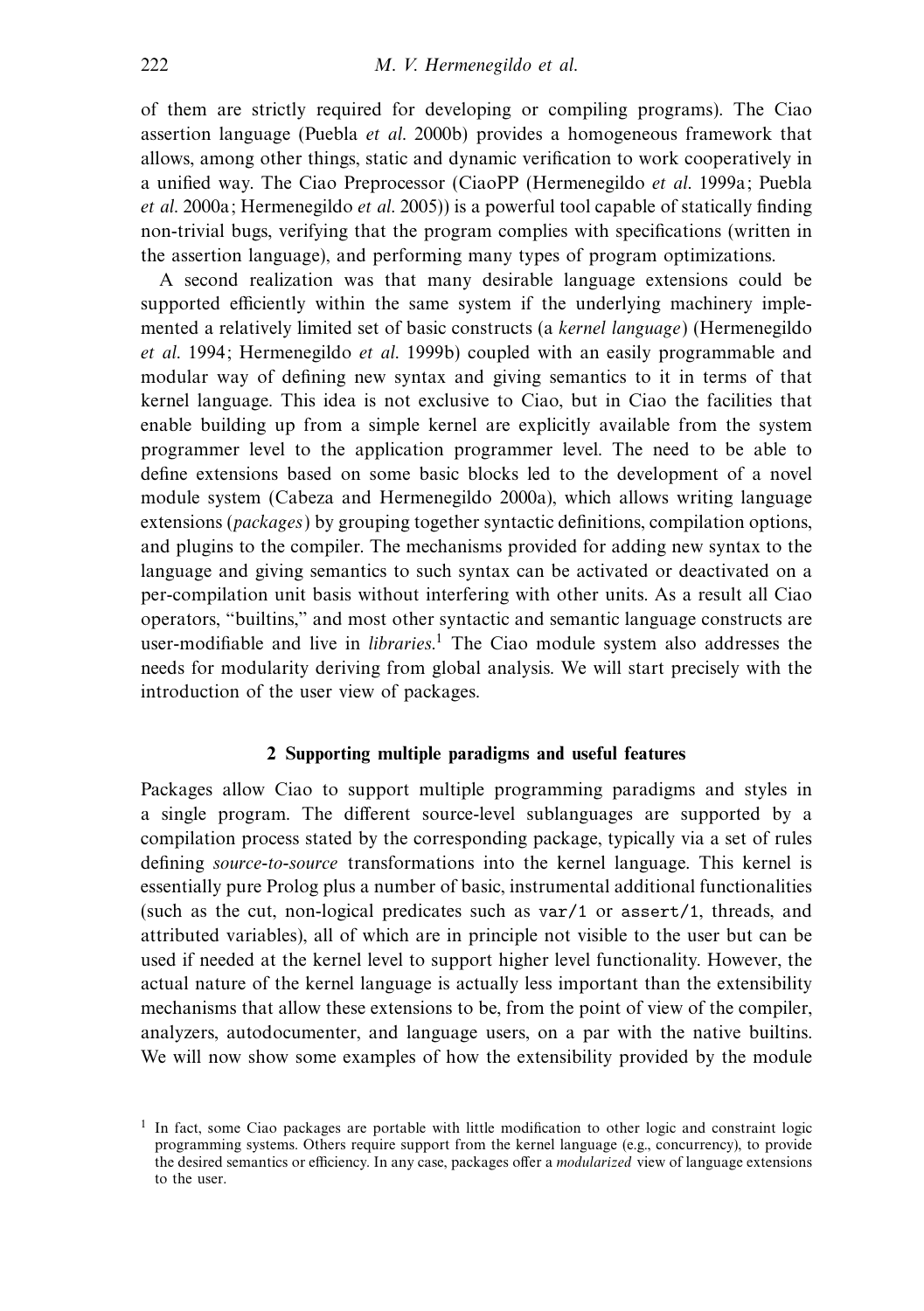of them are strictly required for developing or compiling programs). The Ciao assertion language (Puebla *et al.* 2000b) provides a homogeneous framework that allows, among other things, static and dynamic verification to work cooperatively in a unified way. The Ciao Preprocessor (CiaoPP (Hermenegildo *et al.* 1999a; Puebla *et al.* 2000a; Hermenegildo *et al.* 2005)) is a powerful tool capable of statically finding non-trivial bugs, verifying that the program complies with specifications (written in the assertion language), and performing many types of program optimizations.

A second realization was that many desirable language extensions could be supported efficiently within the same system if the underlying machinery implemented a relatively limited set of basic constructs (a *kernel language*) (Hermenegildo *et al.* 1994; Hermenegildo *et al.* 1999b) coupled with an easily programmable and modular way of defining new syntax and giving semantics to it in terms of that kernel language. This idea is not exclusive to Ciao, but in Ciao the facilities that enable building up from a simple kernel are explicitly available from the system programmer level to the application programmer level. The need to be able to define extensions based on some basic blocks led to the development of a novel module system (Cabeza and Hermenegildo 2000a), which allows writing language extensions (*packages*) by grouping together syntactic definitions, compilation options, and plugins to the compiler. The mechanisms provided for adding new syntax to the language and giving semantics to such syntax can be activated or deactivated on a per-compilation unit basis without interfering with other units. As a result all Ciao operators, "builtins," and most other syntactic and semantic language constructs are user-modifiable and live in *libraries*.[1] The Ciao module system also addresses the needs for modularity deriving from global analysis. We will start precisely with the introduction of the user view of packages.

## 2 Supporting multiple paradigms and useful features

Packages allow Ciao to support multiple programming paradigms and styles in a single program. The different source-level sublanguages are supported by a compilation process stated by the corresponding package, typically via a set of rules defining *source-to-source* transformations into the kernel language. This kernel is essentially pure Prolog plus a number of basic, instrumental additional functionalities (such as the cut, non-logical predicates such as `var/1` or `assert/1`, threads, and attributed variables), all of which are in principle not visible to the user but can be used if needed at the kernel level to support higher level functionality. However, the actual nature of the kernel language is actually less important than the extensibility mechanisms that allow these extensions to be, from the point of view of the compiler, analyzers, autodocumenter, and language users, on a par with the native builtins. We will now show some examples of how the extensibility provided by the module

[1] In fact, some Ciao packages are portable with little modification to other logic and constraint logic programming systems. Others require support from the kernel language (e.g., concurrency), to provide the desired semantics or efficiency. In any case, packages offer a *modularized* view of language extensions to the user.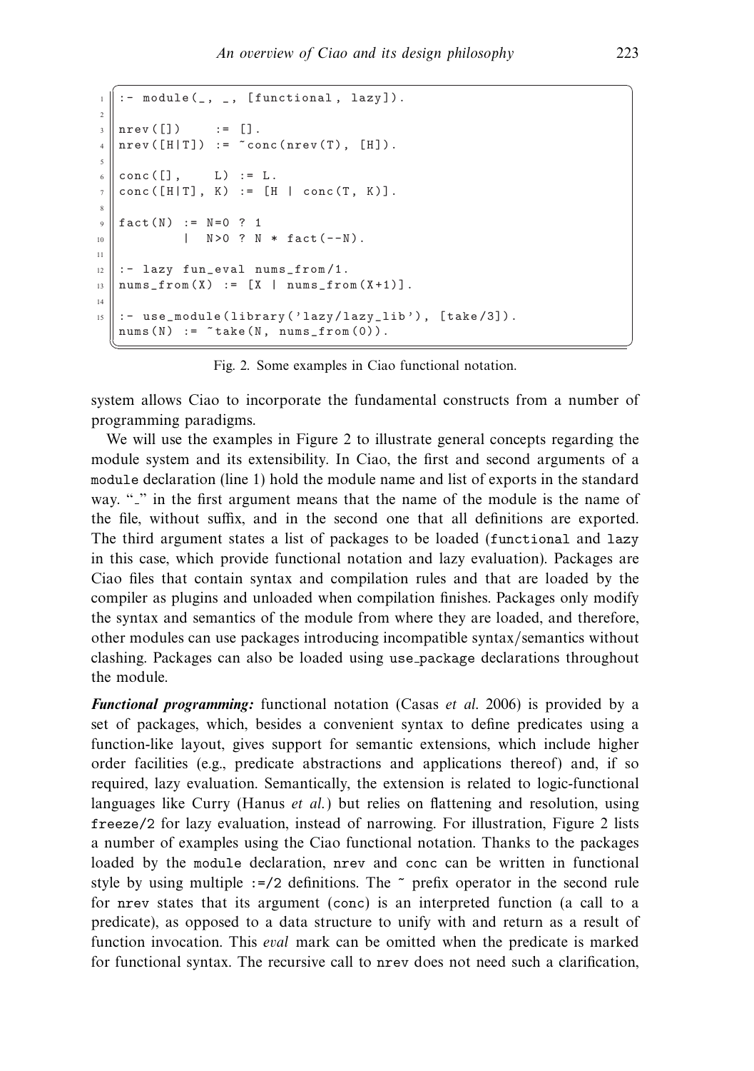```
:- module(_, _, [functional, lazy]).

nrev([])     := [].
nrev([H|T]) := ~conc(nrev(T), [H]).

conc([],     L) := L.
conc([H|T], K) := [H | conc(T, K)].

fact(N) := N=0 ? 1
         |  N>0 ? N * fact(--N).

:- lazy fun_eval nums_from/1.
nums_from(X) := [X | nums_from(X+1)].

:- use_module(library('lazy/lazy_lib'), [take/3]).
nums(N) := ~take(N, nums_from(0)).
```

Fig. 2. Some examples in Ciao functional notation.

system allows Ciao to incorporate the fundamental constructs from a number of programming paradigms.

We will use the examples in Figure 2 to illustrate general concepts regarding the module system and its extensibility. In Ciao, the first and second arguments of a `module` declaration (line 1) hold the module name and list of exports in the standard way. "_" in the first argument means that the name of the module is the name of the file, without suffix, and in the second one that all definitions are exported. The third argument states a list of packages to be loaded (`functional` and `lazy` in this case, which provide functional notation and lazy evaluation). Packages are Ciao files that contain syntax and compilation rules and that are loaded by the compiler as plugins and unloaded when compilation finishes. Packages only modify the syntax and semantics of the module from where they are loaded, and therefore, other modules can use packages introducing incompatible syntax/semantics without clashing. Packages can also be loaded using `use_package` declarations throughout the module.

***Functional programming:*** functional notation (Casas *et al.* 2006) is provided by a set of packages, which, besides a convenient syntax to define predicates using a function-like layout, gives support for semantic extensions, which include higher order facilities (e.g., predicate abstractions and applications thereof) and, if so required, lazy evaluation. Semantically, the extension is related to logic-functional languages like Curry (Hanus *et al.*) but relies on flattening and resolution, using `freeze/2` for lazy evaluation, instead of narrowing. For illustration, Figure 2 lists a number of examples using the Ciao functional notation. Thanks to the packages loaded by the `module` declaration, `nrev` and `conc` can be written in functional style by using multiple `:=/2` definitions. The `~` prefix operator in the second rule for `nrev` states that its argument (`conc`) is an interpreted function (a call to a predicate), as opposed to a data structure to unify with and return as a result of function invocation. This *eval* mark can be omitted when the predicate is marked for functional syntax. The recursive call to `nrev` does not need such a clarification,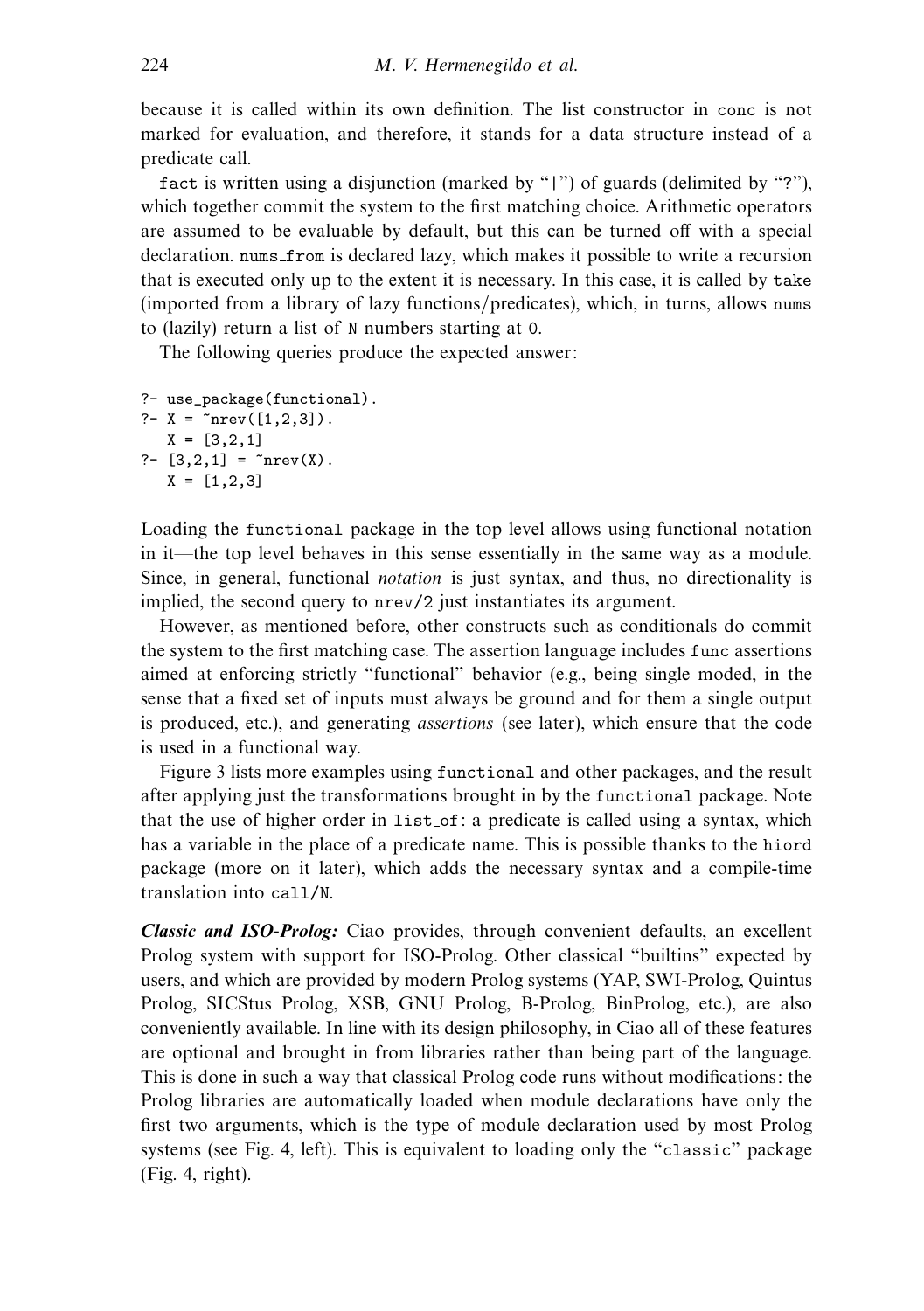because it is called within its own definition. The list constructor in conc is not marked for evaluation, and therefore, it stands for a data structure instead of a predicate call.

fact is written using a disjunction (marked by "|") of guards (delimited by "?"), which together commit the system to the first matching choice. Arithmetic operators are assumed to be evaluable by default, but this can be turned off with a special declaration. nums_from is declared lazy, which makes it possible to write a recursion that is executed only up to the extent it is necessary. In this case, it is called by take (imported from a library of lazy functions/predicates), which, in turns, allows nums to (lazily) return a list of N numbers starting at 0.

The following queries produce the expected answer:

```
?- use_package(functional).
?- X = ~nrev([1,2,3]).
   X = [3,2,1]
?- [3,2,1] = ~nrev(X).
   X = [1,2,3]
```

Loading the functional package in the top level allows using functional notation in it—the top level behaves in this sense essentially in the same way as a module. Since, in general, functional *notation* is just syntax, and thus, no directionality is implied, the second query to nrev/2 just instantiates its argument.

However, as mentioned before, other constructs such as conditionals do commit the system to the first matching case. The assertion language includes func assertions aimed at enforcing strictly "functional" behavior (e.g., being single moded, in the sense that a fixed set of inputs must always be ground and for them a single output is produced, etc.), and generating *assertions* (see later), which ensure that the code is used in a functional way.

Figure 3 lists more examples using functional and other packages, and the result after applying just the transformations brought in by the functional package. Note that the use of higher order in list_of: a predicate is called using a syntax, which has a variable in the place of a predicate name. This is possible thanks to the hiord package (more on it later), which adds the necessary syntax and a compile-time translation into call/N.

***Classic and ISO-Prolog:*** Ciao provides, through convenient defaults, an excellent Prolog system with support for ISO-Prolog. Other classical "builtins" expected by users, and which are provided by modern Prolog systems (YAP, SWI-Prolog, Quintus Prolog, SICStus Prolog, XSB, GNU Prolog, B-Prolog, BinProlog, etc.), are also conveniently available. In line with its design philosophy, in Ciao all of these features are optional and brought in from libraries rather than being part of the language. This is done in such a way that classical Prolog code runs without modifications: the Prolog libraries are automatically loaded when module declarations have only the first two arguments, which is the type of module declaration used by most Prolog systems (see Fig. 4, left). This is equivalent to loading only the "classic" package (Fig. 4, right).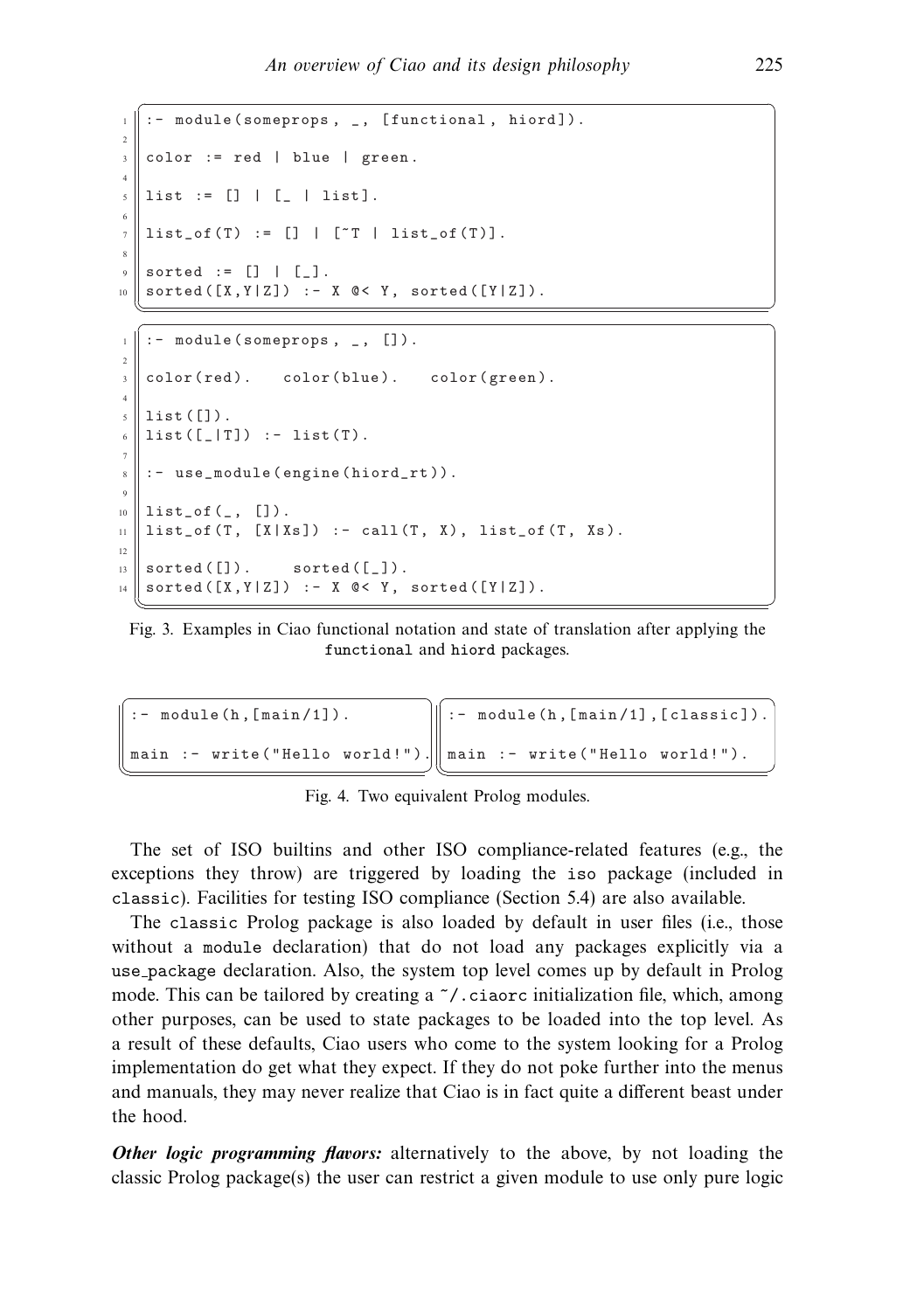```
:- module(someprops, _, [functional, hiord]).

color := red | blue | green.

list := [] | [_ | list].

list_of(T) := [] | [~T | list_of(T)].

sorted := [] | [_].
sorted([X,Y|Z]) :- X @< Y, sorted([Y|Z]).
```

```
:- module(someprops, _, []).

color(red).   color(blue).   color(green).

list([]).
list([_|T]) :- list(T).

:- use_module(engine(hiord_rt)).

list_of(_, []).
list_of(T, [X|Xs]) :- call(T, X), list_of(T, Xs).

sorted([]).    sorted([_]).
sorted([X,Y|Z]) :- X @< Y, sorted([Y|Z]).
```

Fig. 3. Examples in Ciao functional notation and state of translation after applying the functional and hiord packages.

```
:- module(h,[main/1]).

main :- write("Hello world!").
```

```
:- module(h,[main/1],[classic]).

main :- write("Hello world!").
```

Fig. 4. Two equivalent Prolog modules.

The set of ISO builtins and other ISO compliance-related features (e.g., the exceptions they throw) are triggered by loading the iso package (included in classic). Facilities for testing ISO compliance (Section 5.4) are also available.

The classic Prolog package is also loaded by default in user files (i.e., those without a module declaration) that do not load any packages explicitly via a use_package declaration. Also, the system top level comes up by default in Prolog mode. This can be tailored by creating a ~/.ciaorc initialization file, which, among other purposes, can be used to state packages to be loaded into the top level. As a result of these defaults, Ciao users who come to the system looking for a Prolog implementation do get what they expect. If they do not poke further into the menus and manuals, they may never realize that Ciao is in fact quite a different beast under the hood.

***Other logic programming flavors:*** alternatively to the above, by not loading the classic Prolog package(s) the user can restrict a given module to use only pure logic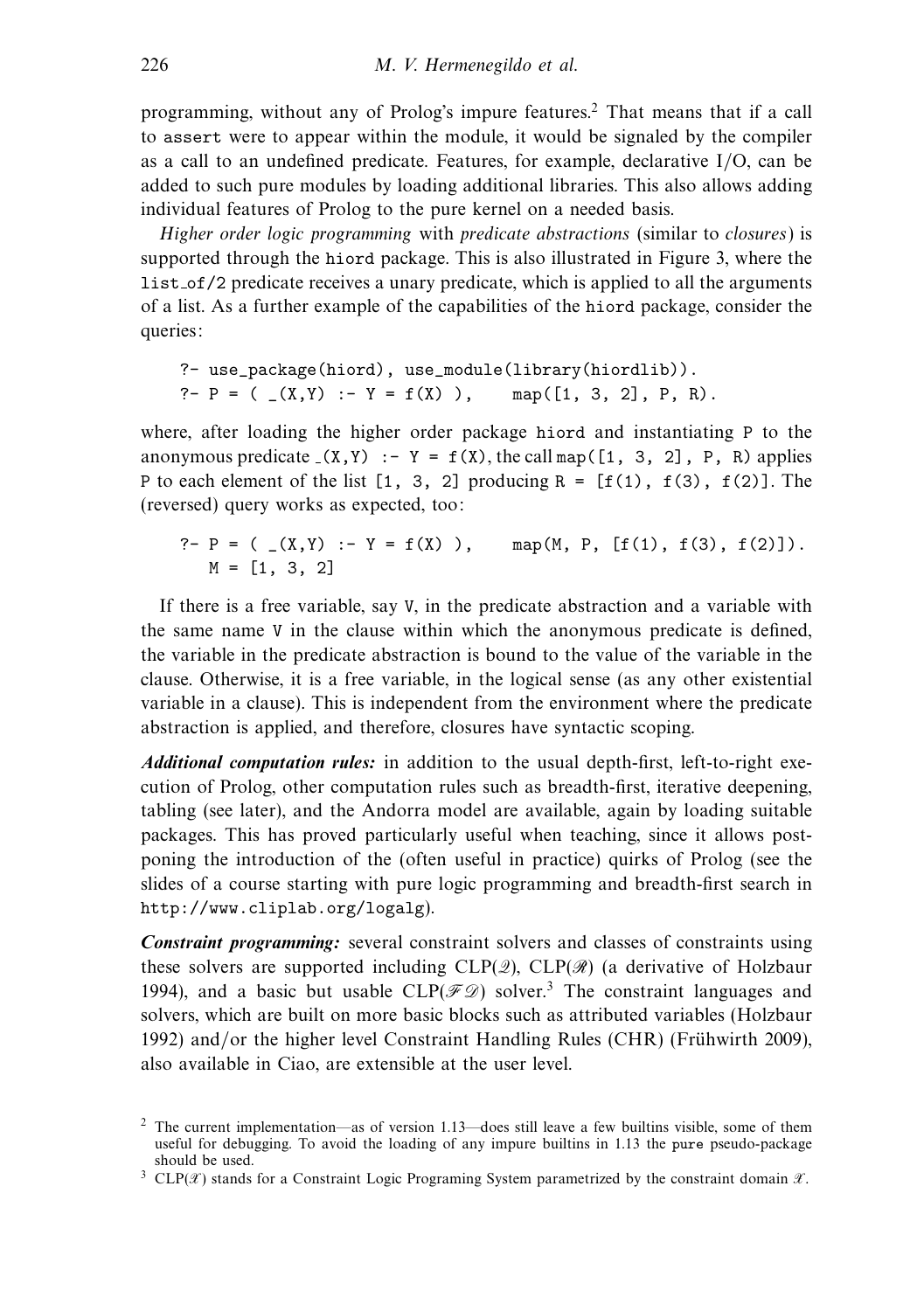programming, without any of Prolog's impure features.[2] That means that if a call to `assert` were to appear within the module, it would be signaled by the compiler as a call to an undefined predicate. Features, for example, declarative I/O, can be added to such pure modules by loading additional libraries. This also allows adding individual features of Prolog to the pure kernel on a needed basis.

*Higher order logic programming* with *predicate abstractions* (similar to *closures*) is supported through the `hiord` package. This is also illustrated in Figure 3, where the `list_of/2` predicate receives a unary predicate, which is applied to all the arguments of a list. As a further example of the capabilities of the `hiord` package, consider the queries:

```
?- use_package(hiord), use_module(library(hiordlib)).
?- P = ( _(X,Y) :- Y = f(X) ),    map([1, 3, 2], P, R).
```

where, after loading the higher order package `hiord` and instantiating `P` to the anonymous predicate `_(X,Y) :- Y = f(X)`, the call `map([1, 3, 2], P, R)` applies `P` to each element of the list `[1, 3, 2]` producing `R = [f(1), f(3), f(2)]`. The (reversed) query works as expected, too:

```
?- P = ( _(X,Y) :- Y = f(X) ),    map(M, P, [f(1), f(3), f(2)]).
   M = [1, 3, 2]
```

If there is a free variable, say `V`, in the predicate abstraction and a variable with the same name `V` in the clause within which the anonymous predicate is defined, the variable in the predicate abstraction is bound to the value of the variable in the clause. Otherwise, it is a free variable, in the logical sense (as any other existential variable in a clause). This is independent from the environment where the predicate abstraction is applied, and therefore, closures have syntactic scoping.

***Additional computation rules:*** in addition to the usual depth-first, left-to-right execution of Prolog, other computation rules such as breadth-first, iterative deepening, tabling (see later), and the Andorra model are available, again by loading suitable packages. This has proved particularly useful when teaching, since it allows postponing the introduction of the (often useful in practice) quirks of Prolog (see the slides of a course starting with pure logic programming and breadth-first search in `http://www.cliplab.org/logalg`).

***Constraint programming:*** several constraint solvers and classes of constraints using these solvers are supported including CLP($\mathcal{Q}$), CLP($\mathcal{R}$) (a derivative of Holzbaur 1994), and a basic but usable CLP($\mathcal{FD}$) solver.[3] The constraint languages and solvers, which are built on more basic blocks such as attributed variables (Holzbaur 1992) and/or the higher level Constraint Handling Rules (CHR) (Frühwirth 2009), also available in Ciao, are extensible at the user level.

[2] The current implementation—as of version 1.13—does still leave a few builtins visible, some of them useful for debugging. To avoid the loading of any impure builtins in 1.13 the `pure` pseudo-package should be used.

[3] CLP($\mathcal{X}$) stands for a Constraint Logic Programing System parametrized by the constraint domain $\mathcal{X}$.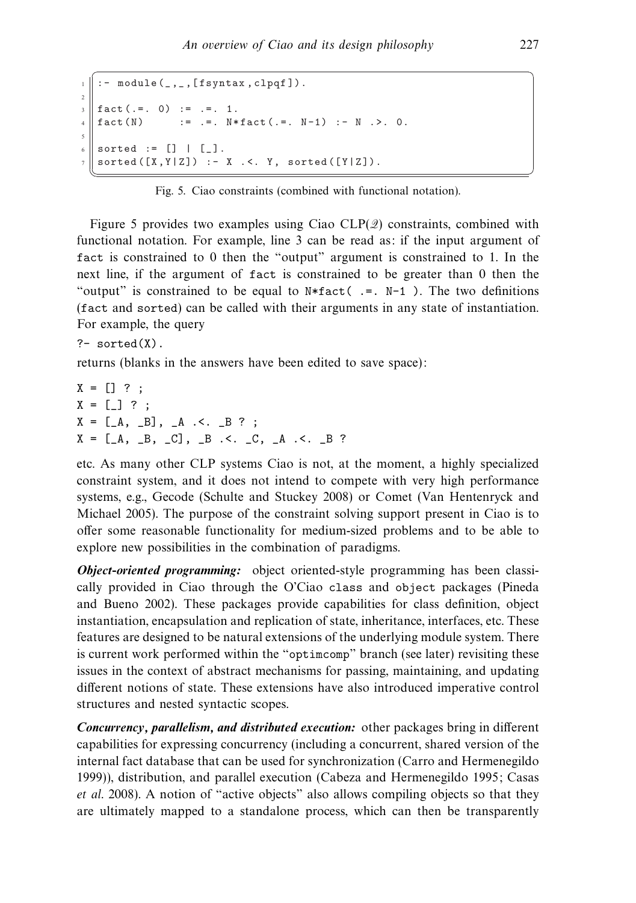```
:- module(_,_,[fsyntax,clpqf]).

fact(.=. 0) := .=. 1.
fact(N)     := .=. N*fact(.=. N-1) :- N .>. 0.

sorted := [] | [_].
sorted([X,Y|Z]) :- X .<. Y, sorted([Y|Z]).
```

Fig. 5. Ciao constraints (combined with functional notation).

Figure 5 provides two examples using Ciao CLP($\mathcal{Q}$) constraints, combined with functional notation. For example, line 3 can be read as: if the input argument of fact is constrained to 0 then the "output" argument is constrained to 1. In the next line, if the argument of fact is constrained to be greater than 0 then the "output" is constrained to be equal to `N*fact( .=. N-1 )`. The two definitions (fact and sorted) can be called with their arguments in any state of instantiation. For example, the query

```
?- sorted(X).
```

returns (blanks in the answers have been edited to save space):

```
X = [] ? ;
X = [_] ? ;
X = [_A, _B], _A .<. _B ? ;
X = [_A, _B, _C], _B .<. _C, _A .<. _B ?
```

etc. As many other CLP systems Ciao is not, at the moment, a highly specialized constraint system, and it does not intend to compete with very high performance systems, e.g., Gecode (Schulte and Stuckey 2008) or Comet (Van Hentenryck and Michael 2005). The purpose of the constraint solving support present in Ciao is to offer some reasonable functionality for medium-sized problems and to be able to explore new possibilities in the combination of paradigms.

***Object-oriented programming:*** object oriented-style programming has been classically provided in Ciao through the O'Ciao class and object packages (Pineda and Bueno 2002). These packages provide capabilities for class definition, object instantiation, encapsulation and replication of state, inheritance, interfaces, etc. These features are designed to be natural extensions of the underlying module system. There is current work performed within the "optimcomp" branch (see later) revisiting these issues in the context of abstract mechanisms for passing, maintaining, and updating different notions of state. These extensions have also introduced imperative control structures and nested syntactic scopes.

***Concurrency, parallelism, and distributed execution:*** other packages bring in different capabilities for expressing concurrency (including a concurrent, shared version of the internal fact database that can be used for synchronization (Carro and Hermenegildo 1999)), distribution, and parallel execution (Cabeza and Hermenegildo 1995; Casas *et al.* 2008). A notion of "active objects" also allows compiling objects so that they are ultimately mapped to a standalone process, which can then be transparently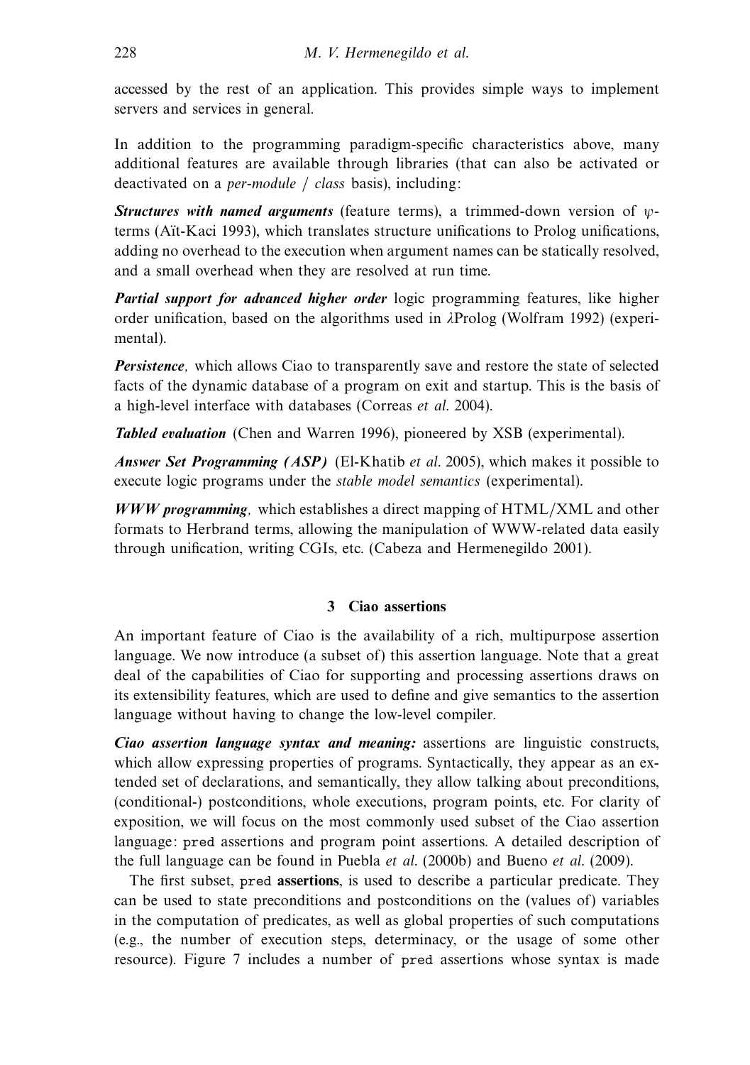accessed by the rest of an application. This provides simple ways to implement servers and services in general.

In addition to the programming paradigm-specific characteristics above, many additional features are available through libraries (that can also be activated or deactivated on a *per-module / class* basis), including:

***Structures with named arguments*** (feature terms), a trimmed-down version of $\psi$-terms (Aït-Kaci 1993), which translates structure unifications to Prolog unifications, adding no overhead to the execution when argument names can be statically resolved, and a small overhead when they are resolved at run time.

***Partial support for advanced higher order*** logic programming features, like higher order unification, based on the algorithms used in $\lambda$Prolog (Wolfram 1992) (experimental).

***Persistence,*** which allows Ciao to transparently save and restore the state of selected facts of the dynamic database of a program on exit and startup. This is the basis of a high-level interface with databases (Correas *et al.* 2004).

***Tabled evaluation*** (Chen and Warren 1996), pioneered by XSB (experimental).

***Answer Set Programming (ASP)*** (El-Khatib *et al.* 2005), which makes it possible to execute logic programs under the *stable model semantics* (experimental).

***WWW programming,*** which establishes a direct mapping of HTML/XML and other formats to Herbrand terms, allowing the manipulation of WWW-related data easily through unification, writing CGIs, etc. (Cabeza and Hermenegildo 2001).

## 3 Ciao assertions

An important feature of Ciao is the availability of a rich, multipurpose assertion language. We now introduce (a subset of) this assertion language. Note that a great deal of the capabilities of Ciao for supporting and processing assertions draws on its extensibility features, which are used to define and give semantics to the assertion language without having to change the low-level compiler.

***Ciao assertion language syntax and meaning:*** assertions are linguistic constructs, which allow expressing properties of programs. Syntactically, they appear as an extended set of declarations, and semantically, they allow talking about preconditions, (conditional-) postconditions, whole executions, program points, etc. For clarity of exposition, we will focus on the most commonly used subset of the Ciao assertion language: `pred` assertions and program point assertions. A detailed description of the full language can be found in Puebla *et al.* (2000b) and Bueno *et al.* (2009).

The first subset, `pred` **assertions**, is used to describe a particular predicate. They can be used to state preconditions and postconditions on the (values of) variables in the computation of predicates, as well as global properties of such computations (e.g., the number of execution steps, determinacy, or the usage of some other resource). Figure 7 includes a number of `pred` assertions whose syntax is made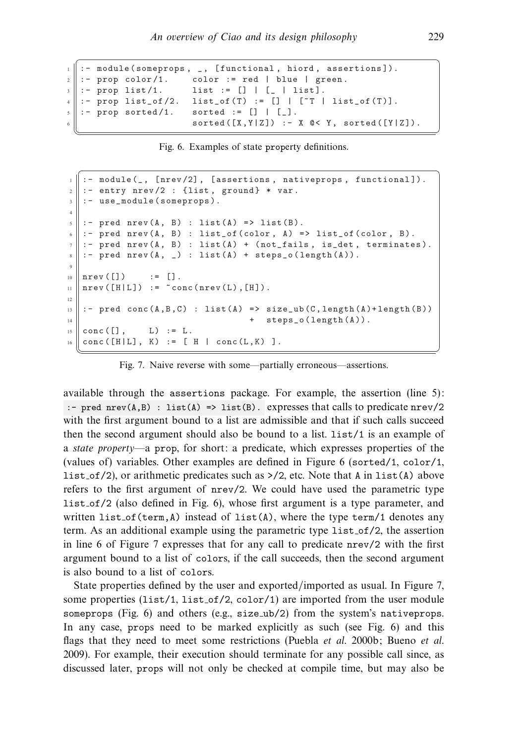```
:- module(someprops, _, [functional, hiord, assertions]).
:- prop color/1.    color := red | blue | green.
:- prop list/1.     list := [] | [_ | list].
:- prop list_of/2.  list_of(T) := [] | [~T | list_of(T)].
:- prop sorted/1.   sorted := [] | [_].
                    sorted([X,Y|Z]) :- X @< Y, sorted([Y|Z]).
```

Fig. 6. Examples of state property definitions.

```
:- module(_, [nrev/2], [assertions, nativeprops, functional]).
:- entry nrev/2 : {list, ground} * var.
:- use_module(someprops).

:- pred nrev(A, B) : list(A) => list(B).
:- pred nrev(A, B) : list_of(color, A) => list_of(color, B).
:- pred nrev(A, B) : list(A) + (not_fails, is_det, terminates).
:- pred nrev(A, _) : list(A) + steps_o(length(A)).

nrev([])     := [].
nrev([H|L]) := ~conc(nrev(L),[H]).

:- pred conc(A,B,C) : list(A) => size_ub(C,length(A)+length(B))
                                +  steps_o(length(A)).
conc([],     L) := L.
conc([H|L], K) := [ H | conc(L,K) ].
```

Fig. 7. Naive reverse with some—partially erroneous—assertions.

available through the `assertions` package. For example, the assertion (line 5): `:- pred nrev(A,B) : list(A) => list(B).` expresses that calls to predicate `nrev/2` with the first argument bound to a list are admissible and that if such calls succeed then the second argument should also be bound to a list. `list/1` is an example of a *state property*—a `prop`, for short: a predicate, which expresses properties of the (values of) variables. Other examples are defined in Figure 6 (`sorted/1`, `color/1`, `list_of/2`), or arithmetic predicates such as `>/2`, etc. Note that `A` in `list(A)` above refers to the first argument of `nrev/2`. We could have used the parametric type `list_of/2` (also defined in Fig. 6), whose first argument is a type parameter, and written `list_of(term,A)` instead of `list(A)`, where the type `term/1` denotes any term. As an additional example using the parametric type `list_of/2`, the assertion in line 6 of Figure 7 expresses that for any call to predicate `nrev/2` with the first argument bound to a list of `colors`, if the call succeeds, then the second argument is also bound to a list of `colors`.

State properties defined by the user and exported/imported as usual. In Figure 7, some properties (`list/1`, `list_of/2`, `color/1`) are imported from the user module `someprops` (Fig. 6) and others (e.g., `size_ub/2`) from the system's `nativeprops`. In any case, `props` need to be marked explicitly as such (see Fig. 6) and this flags that they need to meet some restrictions (Puebla *et al.* 2000b; Bueno *et al.* 2009). For example, their execution should terminate for any possible call since, as discussed later, `props` will not only be checked at compile time, but may also be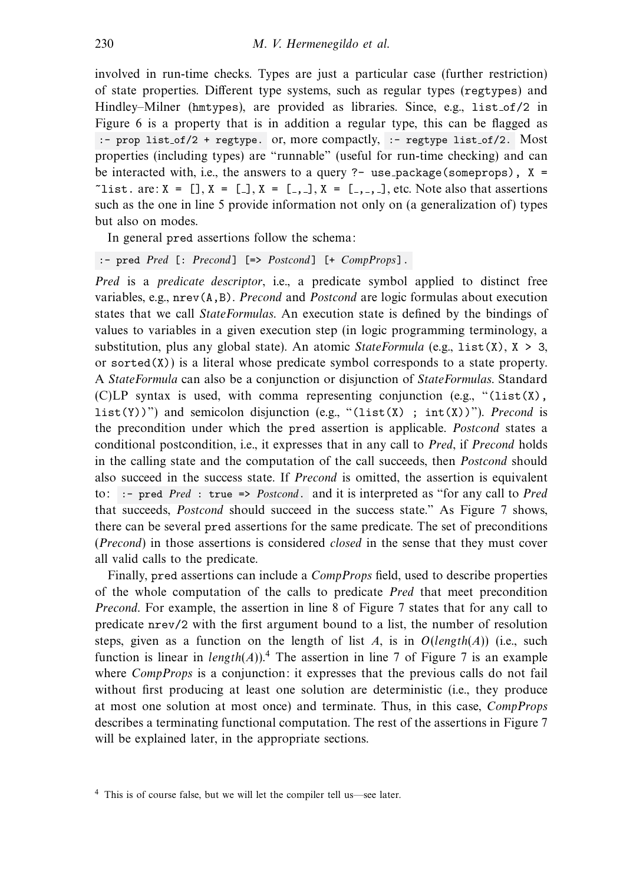involved in run-time checks. Types are just a particular case (further restriction) of state properties. Different type systems, such as regular types (`regtypes`) and Hindley–Milner (`hmtypes`), are provided as libraries. Since, e.g., `list_of/2` in Figure 6 is a property that is in addition a regular type, this can be flagged as `:- prop list_of/2 + regtype.` or, more compactly, `:- regtype list_of/2.` Most properties (including types) are "runnable" (useful for run-time checking) and can be interacted with, i.e., the answers to a query `?- use_package(someprops), X = ~list.` are: `X = []`, `X = [_]`, `X = [_,_]`, `X = [_,_,_]`, etc. Note also that assertions such as the one in line 5 provide information not only on (a generalization of) types but also on modes.

In general `pred` assertions follow the schema:

`:- pred` *Pred* `[:` *Precond*`] [=>` *Postcond*`] [+` *CompProps*`].`

*Pred* is a *predicate descriptor*, i.e., a predicate symbol applied to distinct free variables, e.g., `nrev(A,B)`. *Precond* and *Postcond* are logic formulas about execution states that we call *StateFormulas*. An execution state is defined by the bindings of values to variables in a given execution step (in logic programming terminology, a substitution, plus any global state). An atomic *StateFormula* (e.g., `list(X)`, `X > 3`, or `sorted(X)`) is a literal whose predicate symbol corresponds to a state property. A *StateFormula* can also be a conjunction or disjunction of *StateFormulas*. Standard (C)LP syntax is used, with comma representing conjunction (e.g., "`(list(X), list(Y))`") and semicolon disjunction (e.g., "`(list(X) ; int(X))`"). *Precond* is the precondition under which the `pred` assertion is applicable. *Postcond* states a conditional postcondition, i.e., it expresses that in any call to *Pred*, if *Precond* holds in the calling state and the computation of the call succeeds, then *Postcond* should also succeed in the success state. If *Precond* is omitted, the assertion is equivalent to: `:- pred` *Pred* `: true =>` *Postcond*`.` and it is interpreted as "for any call to *Pred* that succeeds, *Postcond* should succeed in the success state." As Figure 7 shows, there can be several `pred` assertions for the same predicate. The set of preconditions (*Precond*) in those assertions is considered *closed* in the sense that they must cover all valid calls to the predicate.

Finally, `pred` assertions can include a *CompProps* field, used to describe properties of the whole computation of the calls to predicate *Pred* that meet precondition *Precond*. For example, the assertion in line 8 of Figure 7 states that for any call to predicate `nrev/2` with the first argument bound to a list, the number of resolution steps, given as a function on the length of list $A$, is in $O(length(A))$ (i.e., such function is linear in $length(A)$).[4] The assertion in line 7 of Figure 7 is an example where *CompProps* is a conjunction: it expresses that the previous calls do not fail without first producing at least one solution are deterministic (i.e., they produce at most one solution at most once) and terminate. Thus, in this case, *CompProps* describes a terminating functional computation. The rest of the assertions in Figure 7 will be explained later, in the appropriate sections.

[4] This is of course false, but we will let the compiler tell us—see later.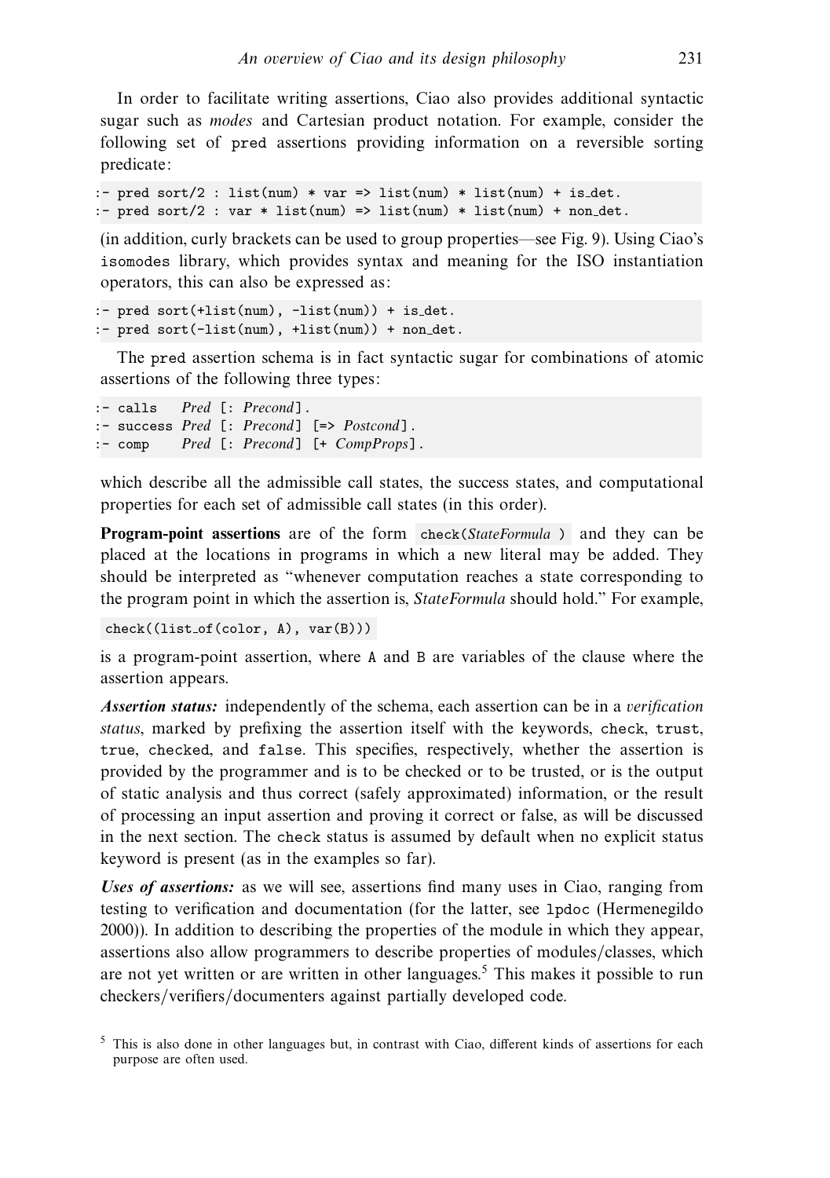In order to facilitate writing assertions, Ciao also provides additional syntactic sugar such as *modes* and Cartesian product notation. For example, consider the following set of pred assertions providing information on a reversible sorting predicate:

```
:- pred sort/2 : list(num) * var => list(num) * list(num) + is_det.
:- pred sort/2 : var * list(num) => list(num) * list(num) + non_det.
```

(in addition, curly brackets can be used to group properties—see Fig. 9). Using Ciao's isomodes library, which provides syntax and meaning for the ISO instantiation operators, this can also be expressed as:

```
:- pred sort(+list(num), -list(num)) + is_det.
:- pred sort(-list(num), +list(num)) + non_det.
```

The pred assertion schema is in fact syntactic sugar for combinations of atomic assertions of the following three types:

```
:- calls   Pred [: Precond].
:- success Pred [: Precond] [=> Postcond].
:- comp    Pred [: Precond] [+ CompProps].
```

which describe all the admissible call states, the success states, and computational properties for each set of admissible call states (in this order).

**Program-point assertions** are of the form `check(StateFormula )` and they can be placed at the locations in programs in which a new literal may be added. They should be interpreted as "whenever computation reaches a state corresponding to the program point in which the assertion is, *StateFormula* should hold." For example,

```
check((list_of(color, A), var(B)))
```

is a program-point assertion, where A and B are variables of the clause where the assertion appears.

***Assertion status:*** independently of the schema, each assertion can be in a *verification status*, marked by prefixing the assertion itself with the keywords, check, trust, true, checked, and false. This specifies, respectively, whether the assertion is provided by the programmer and is to be checked or to be trusted, or is the output of static analysis and thus correct (safely approximated) information, or the result of processing an input assertion and proving it correct or false, as will be discussed in the next section. The check status is assumed by default when no explicit status keyword is present (as in the examples so far).

***Uses of assertions:*** as we will see, assertions find many uses in Ciao, ranging from testing to verification and documentation (for the latter, see lpdoc (Hermenegildo 2000)). In addition to describing the properties of the module in which they appear, assertions also allow programmers to describe properties of modules/classes, which are not yet written or are written in other languages.[5] This makes it possible to run checkers/verifiers/documenters against partially developed code.

[5] This is also done in other languages but, in contrast with Ciao, different kinds of assertions for each purpose are often used.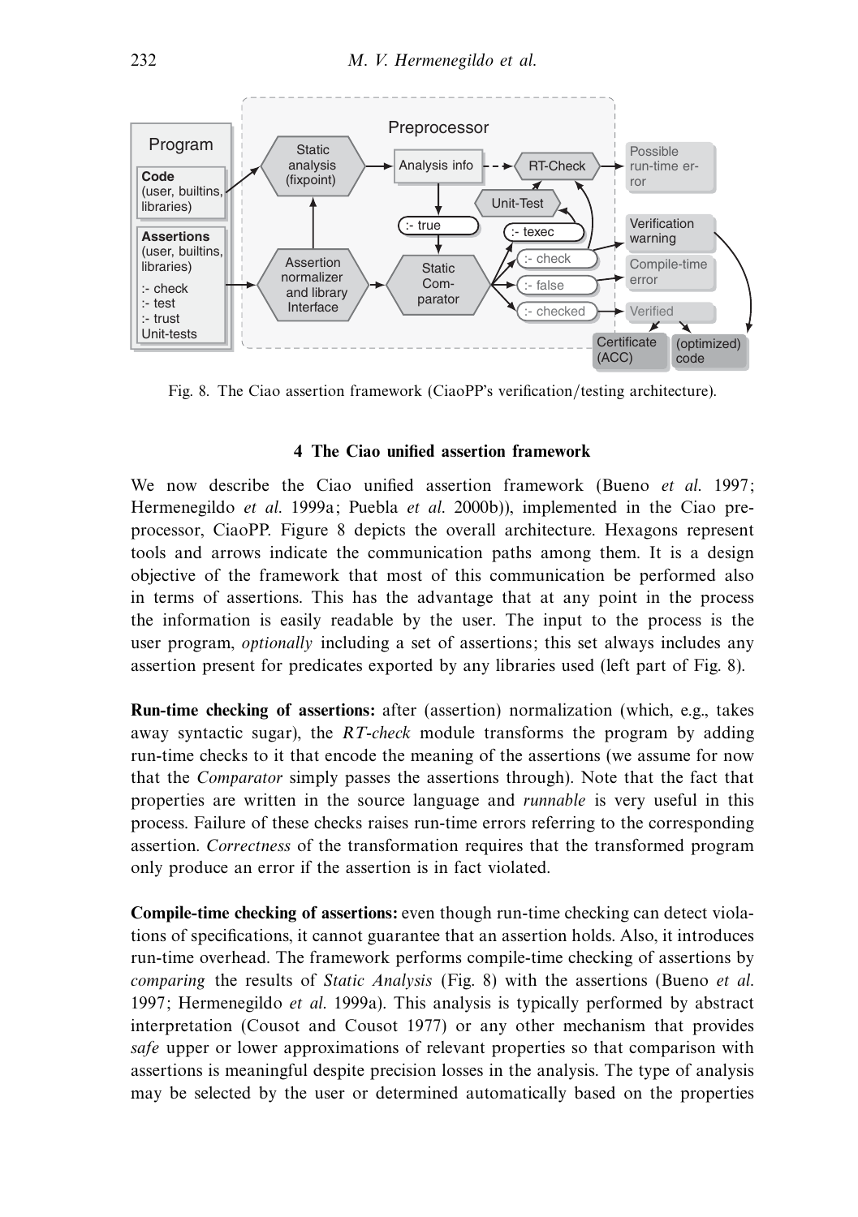Program

**Code**
(user, builtins, libraries)

**Assertions**
(user, builtins, libraries)

:- check
:- test
:- trust
Unit-tests

Preprocessor

Static analysis (fixpoint)

Analysis info

RT-Check

Unit-Test

:- true

:- texec

Assertion normalizer and library Interface

Static Comparator

:- check

:- false

:- checked

Possible run-time error

Verification warning

Compile-time error

Verified

Certificate (ACC)

(optimized) code

Fig. 8. The Ciao assertion framework (CiaoPP's verification/testing architecture).

## 4 The Ciao unified assertion framework

We now describe the Ciao unified assertion framework (Bueno *et al.* 1997; Hermenegildo *et al.* 1999a; Puebla *et al.* 2000b)), implemented in the Ciao preprocessor, CiaoPP. Figure 8 depicts the overall architecture. Hexagons represent tools and arrows indicate the communication paths among them. It is a design objective of the framework that most of this communication be performed also in terms of assertions. This has the advantage that at any point in the process the information is easily readable by the user. The input to the process is the user program, *optionally* including a set of assertions; this set always includes any assertion present for predicates exported by any libraries used (left part of Fig. 8).

**Run-time checking of assertions:** after (assertion) normalization (which, e.g., takes away syntactic sugar), the *RT-check* module transforms the program by adding run-time checks to it that encode the meaning of the assertions (we assume for now that the *Comparator* simply passes the assertions through). Note that the fact that properties are written in the source language and *runnable* is very useful in this process. Failure of these checks raises run-time errors referring to the corresponding assertion. *Correctness* of the transformation requires that the transformed program only produce an error if the assertion is in fact violated.

**Compile-time checking of assertions:** even though run-time checking can detect violations of specifications, it cannot guarantee that an assertion holds. Also, it introduces run-time overhead. The framework performs compile-time checking of assertions by *comparing* the results of *Static Analysis* (Fig. 8) with the assertions (Bueno *et al.* 1997; Hermenegildo *et al.* 1999a). This analysis is typically performed by abstract interpretation (Cousot and Cousot 1977) or any other mechanism that provides *safe* upper or lower approximations of relevant properties so that comparison with assertions is meaningful despite precision losses in the analysis. The type of analysis may be selected by the user or determined automatically based on the properties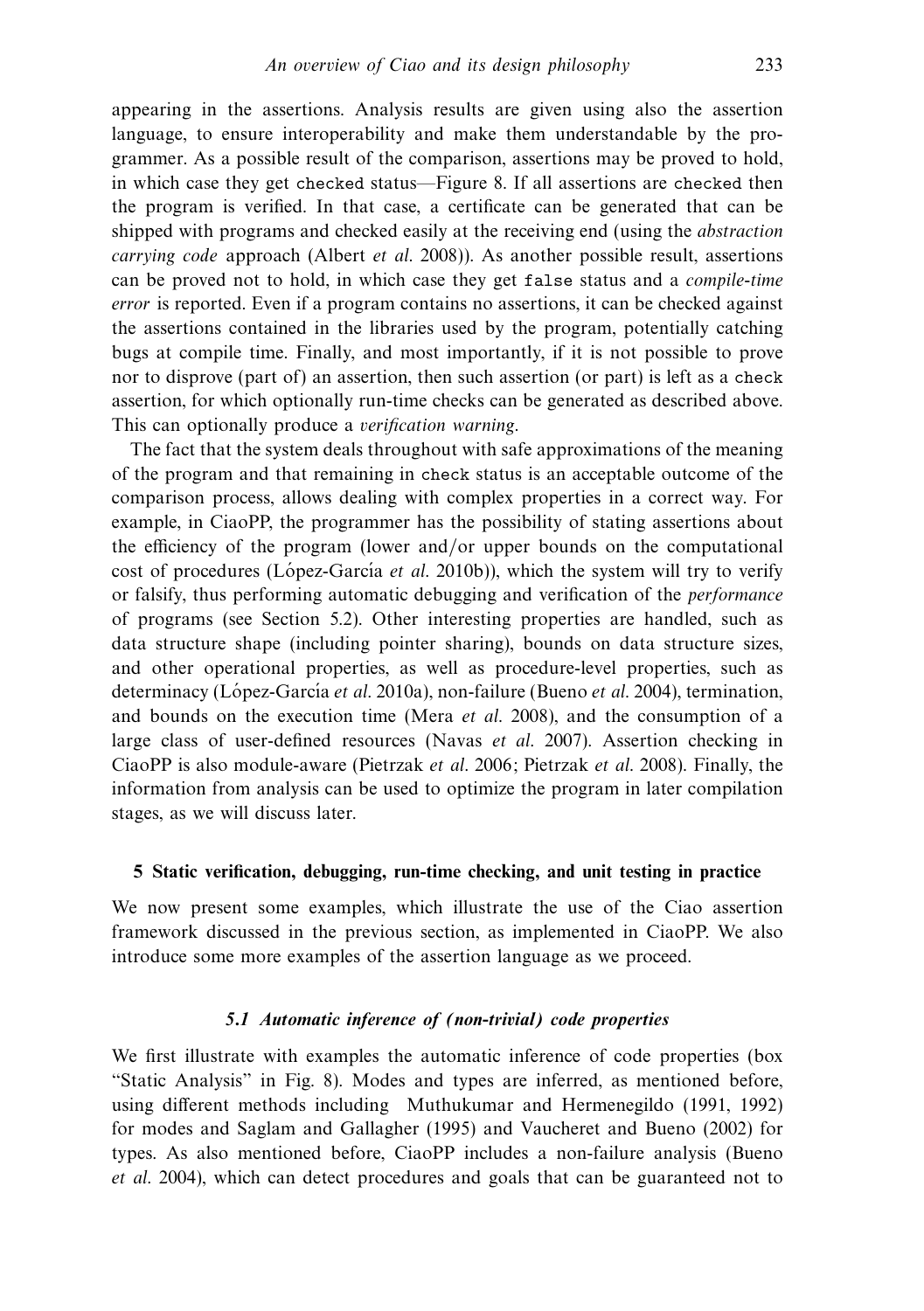appearing in the assertions. Analysis results are given using also the assertion language, to ensure interoperability and make them understandable by the programmer. As a possible result of the comparison, assertions may be proved to hold, in which case they get `checked` status—Figure 8. If all assertions are `checked` then the program is verified. In that case, a certificate can be generated that can be shipped with programs and checked easily at the receiving end (using the *abstraction carrying code* approach (Albert *et al.* 2008)). As another possible result, assertions can be proved not to hold, in which case they get `false` status and a *compile-time error* is reported. Even if a program contains no assertions, it can be checked against the assertions contained in the libraries used by the program, potentially catching bugs at compile time. Finally, and most importantly, if it is not possible to prove nor to disprove (part of) an assertion, then such assertion (or part) is left as a `check` assertion, for which optionally run-time checks can be generated as described above. This can optionally produce a *verification warning*.

The fact that the system deals throughout with safe approximations of the meaning of the program and that remaining in `check` status is an acceptable outcome of the comparison process, allows dealing with complex properties in a correct way. For example, in CiaoPP, the programmer has the possibility of stating assertions about the efficiency of the program (lower and/or upper bounds on the computational cost of procedures (López-García *et al.* 2010b)), which the system will try to verify or falsify, thus performing automatic debugging and verification of the *performance* of programs (see Section 5.2). Other interesting properties are handled, such as data structure shape (including pointer sharing), bounds on data structure sizes, and other operational properties, as well as procedure-level properties, such as determinacy (López-García *et al.* 2010a), non-failure (Bueno *et al.* 2004), termination, and bounds on the execution time (Mera *et al.* 2008), and the consumption of a large class of user-defined resources (Navas *et al.* 2007). Assertion checking in CiaoPP is also module-aware (Pietrzak *et al.* 2006; Pietrzak *et al.* 2008). Finally, the information from analysis can be used to optimize the program in later compilation stages, as we will discuss later.

## 5 Static verification, debugging, run-time checking, and unit testing in practice

We now present some examples, which illustrate the use of the Ciao assertion framework discussed in the previous section, as implemented in CiaoPP. We also introduce some more examples of the assertion language as we proceed.

### 5.1 Automatic inference of (non-trivial) code properties

We first illustrate with examples the automatic inference of code properties (box "Static Analysis" in Fig. 8). Modes and types are inferred, as mentioned before, using different methods including Muthukumar and Hermenegildo (1991, 1992) for modes and Saglam and Gallagher (1995) and Vaucheret and Bueno (2002) for types. As also mentioned before, CiaoPP includes a non-failure analysis (Bueno *et al.* 2004), which can detect procedures and goals that can be guaranteed not to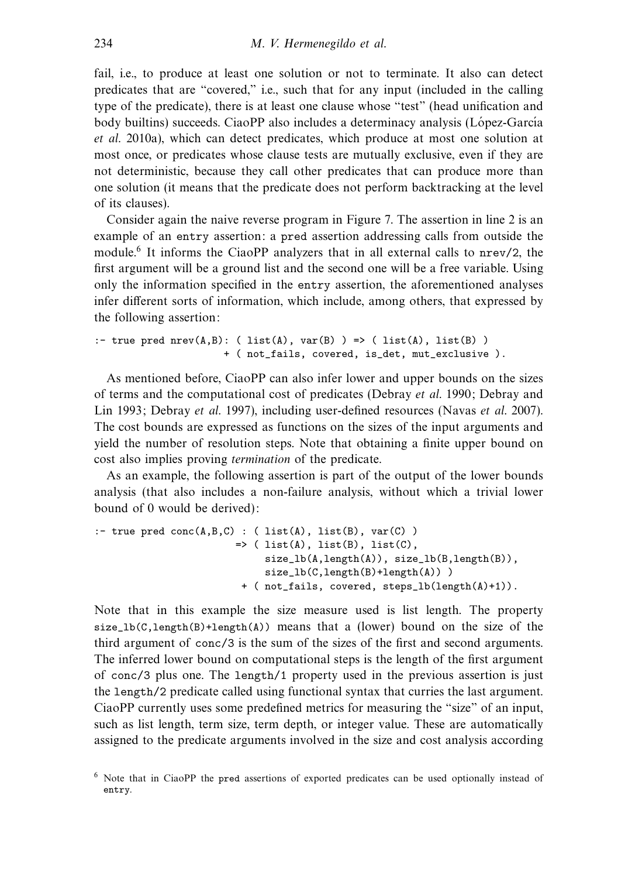fail, i.e., to produce at least one solution or not to terminate. It also can detect predicates that are "covered," i.e., such that for any input (included in the calling type of the predicate), there is at least one clause whose "test" (head unification and body builtins) succeeds. CiaoPP also includes a determinacy analysis (López-García *et al.* 2010a), which can detect predicates, which produce at most one solution at most once, or predicates whose clause tests are mutually exclusive, even if they are not deterministic, because they call other predicates that can produce more than one solution (it means that the predicate does not perform backtracking at the level of its clauses).

Consider again the naive reverse program in Figure 7. The assertion in line 2 is an example of an `entry` assertion: a `pred` assertion addressing calls from outside the module.[6] It informs the CiaoPP analyzers that in all external calls to `nrev/2`, the first argument will be a ground list and the second one will be a free variable. Using only the information specified in the `entry` assertion, the aforementioned analyses infer different sorts of information, which include, among others, that expressed by the following assertion:

```
:- true pred nrev(A,B): ( list(A), var(B) ) => ( list(A), list(B) )
                     + ( not_fails, covered, is_det, mut_exclusive ).
```

As mentioned before, CiaoPP can also infer lower and upper bounds on the sizes of terms and the computational cost of predicates (Debray *et al.* 1990; Debray and Lin 1993; Debray *et al.* 1997), including user-defined resources (Navas *et al.* 2007). The cost bounds are expressed as functions on the sizes of the input arguments and yield the number of resolution steps. Note that obtaining a finite upper bound on cost also implies proving *termination* of the predicate.

As an example, the following assertion is part of the output of the lower bounds analysis (that also includes a non-failure analysis, without which a trivial lower bound of 0 would be derived):

```
:- true pred conc(A,B,C) : ( list(A), list(B), var(C) )
                        => ( list(A), list(B), list(C),
                             size_lb(A,length(A)), size_lb(B,length(B)),
                             size_lb(C,length(B)+length(A)) )
                         + ( not_fails, covered, steps_lb(length(A)+1)).
```

Note that in this example the size measure used is list length. The property `size_lb(C,length(B)+length(A))` means that a (lower) bound on the size of the third argument of `conc/3` is the sum of the sizes of the first and second arguments. The inferred lower bound on computational steps is the length of the first argument of `conc/3` plus one. The `length/1` property used in the previous assertion is just the `length/2` predicate called using functional syntax that curries the last argument. CiaoPP currently uses some predefined metrics for measuring the "size" of an input, such as list length, term size, term depth, or integer value. These are automatically assigned to the predicate arguments involved in the size and cost analysis according

[6] Note that in CiaoPP the `pred` assertions of exported predicates can be used optionally instead of `entry`.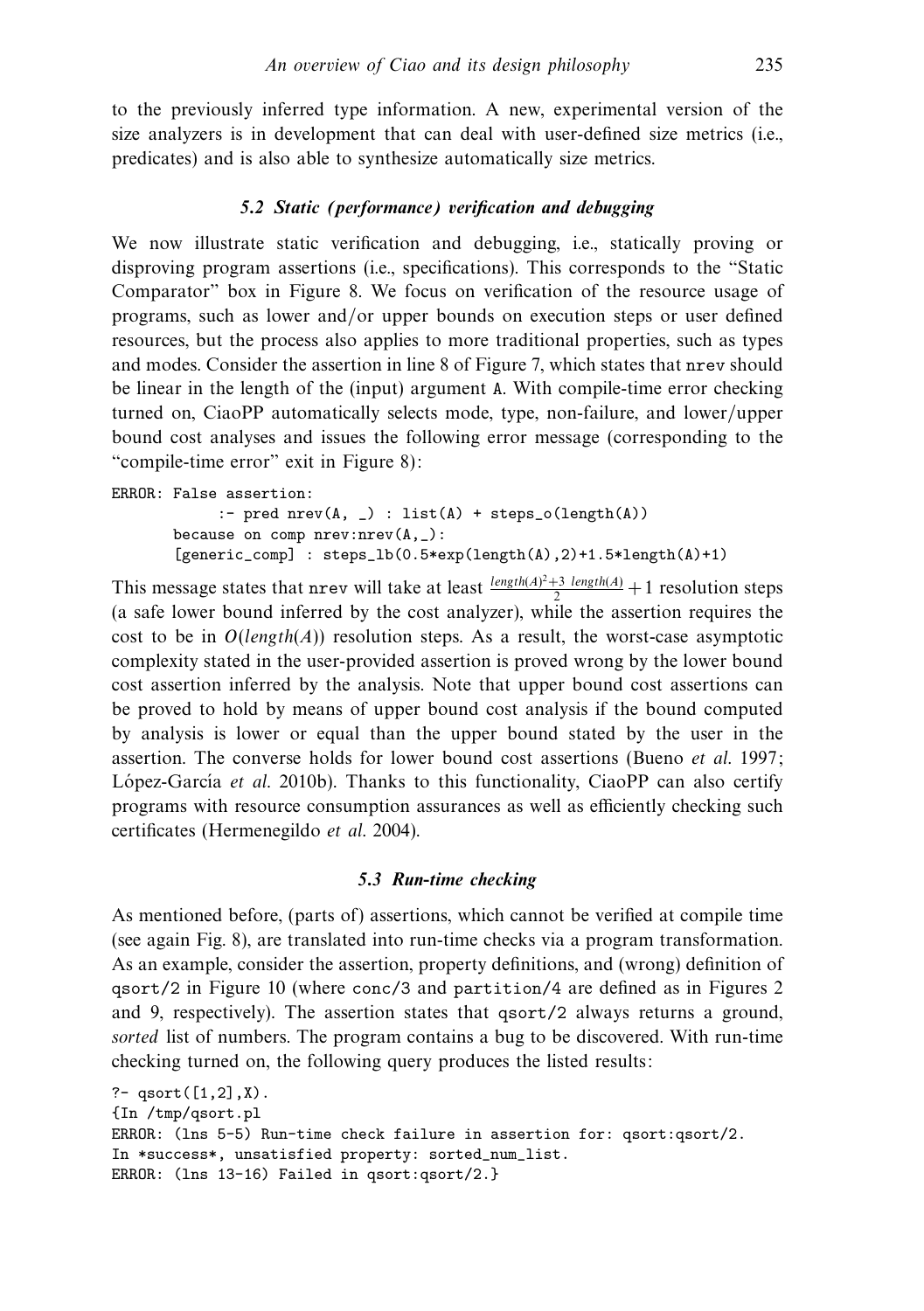to the previously inferred type information. A new, experimental version of the size analyzers is in development that can deal with user-defined size metrics (i.e., predicates) and is also able to synthesize automatically size metrics.

### 5.2 Static (performance) verification and debugging

We now illustrate static verification and debugging, i.e., statically proving or disproving program assertions (i.e., specifications). This corresponds to the "Static Comparator" box in Figure 8. We focus on verification of the resource usage of programs, such as lower and/or upper bounds on execution steps or user defined resources, but the process also applies to more traditional properties, such as types and modes. Consider the assertion in line 8 of Figure 7, which states that nrev should be linear in the length of the (input) argument A. With compile-time error checking turned on, CiaoPP automatically selects mode, type, non-failure, and lower/upper bound cost analyses and issues the following error message (corresponding to the "compile-time error" exit in Figure 8):

```
ERROR: False assertion:
         :- pred nrev(A, _) : list(A) + steps_o(length(A))
       because on comp nrev:nrev(A,_):
       [generic_comp] : steps_lb(0.5*exp(length(A),2)+1.5*length(A)+1)
```

This message states that nrev will take at least $\frac{length(A)^2+3\ length(A)}{2}+1$ resolution steps (a safe lower bound inferred by the cost analyzer), while the assertion requires the cost to be in $O(length(A))$ resolution steps. As a result, the worst-case asymptotic complexity stated in the user-provided assertion is proved wrong by the lower bound cost assertion inferred by the analysis. Note that upper bound cost assertions can be proved to hold by means of upper bound cost analysis if the bound computed by analysis is lower or equal than the upper bound stated by the user in the assertion. The converse holds for lower bound cost assertions (Bueno *et al.* 1997; López-García *et al.* 2010b). Thanks to this functionality, CiaoPP can also certify programs with resource consumption assurances as well as efficiently checking such certificates (Hermenegildo *et al.* 2004).

### 5.3 Run-time checking

As mentioned before, (parts of) assertions, which cannot be verified at compile time (see again Fig. 8), are translated into run-time checks via a program transformation. As an example, consider the assertion, property definitions, and (wrong) definition of qsort/2 in Figure 10 (where conc/3 and partition/4 are defined as in Figures 2 and 9, respectively). The assertion states that qsort/2 always returns a ground, *sorted* list of numbers. The program contains a bug to be discovered. With run-time checking turned on, the following query produces the listed results:

```
?- qsort([1,2],X).
{In /tmp/qsort.pl
ERROR: (lns 5-5) Run-time check failure in assertion for: qsort:qsort/2.
In *success*, unsatisfied property: sorted_num_list.
ERROR: (lns 13-16) Failed in qsort:qsort/2.}
```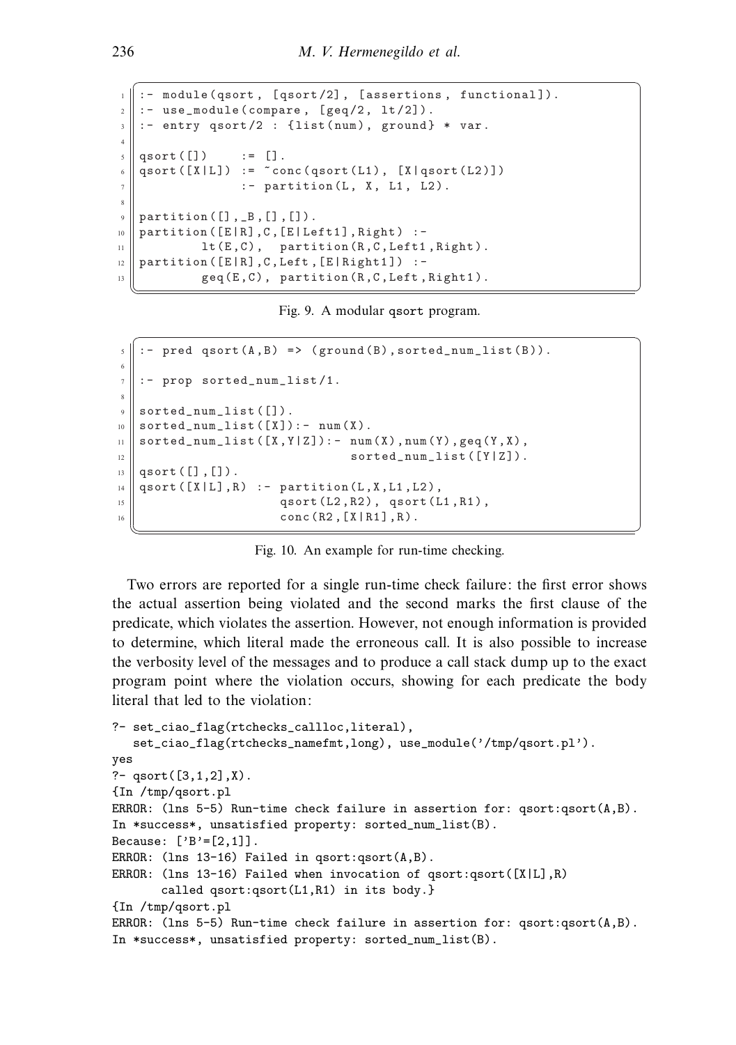```
:- module(qsort, [qsort/2], [assertions, functional]).
:- use_module(compare, [geq/2, lt/2]).
:- entry qsort/2 : {list(num), ground} * var.

qsort([])     := [].
qsort([X|L]) := ~conc(qsort(L1), [X|qsort(L2)])
              :- partition(L, X, L1, L2).

partition([],_B,[],[]).
partition([E|R],C,[E|Left1],Right) :-
        lt(E,C),  partition(R,C,Left1,Right).
partition([E|R],C,Left,[E|Right1]) :-
        geq(E,C), partition(R,C,Left,Right1).
```

Fig. 9. A modular qsort program.

```
:- pred qsort(A,B) => (ground(B),sorted_num_list(B)).

:- prop sorted_num_list/1.

sorted_num_list([]).
sorted_num_list([X]):- num(X).
sorted_num_list([X,Y|Z]):- num(X),num(Y),geq(Y,X),
                           sorted_num_list([Y|Z]).
qsort([],[]).
qsort([X|L],R) :- partition(L,X,L1,L2),
                  qsort(L2,R2), qsort(L1,R1),
                  conc(R2,[X|R1],R).
```

Fig. 10. An example for run-time checking.

Two errors are reported for a single run-time check failure: the first error shows the actual assertion being violated and the second marks the first clause of the predicate, which violates the assertion. However, not enough information is provided to determine, which literal made the erroneous call. It is also possible to increase the verbosity level of the messages and to produce a call stack dump up to the exact program point where the violation occurs, showing for each predicate the body literal that led to the violation:

```
?- set_ciao_flag(rtchecks_callloc,literal),
   set_ciao_flag(rtchecks_namefmt,long), use_module('/tmp/qsort.pl').
yes
?- qsort([3,1,2],X).
{In /tmp/qsort.pl
ERROR: (lns 5-5) Run-time check failure in assertion for: qsort:qsort(A,B).
In *success*, unsatisfied property: sorted_num_list(B).
Because: ['B'=[2,1]].
ERROR: (lns 13-16) Failed in qsort:qsort(A,B).
ERROR: (lns 13-16) Failed when invocation of qsort:qsort([X|L],R)
       called qsort:qsort(L1,R1) in its body.}
{In /tmp/qsort.pl
ERROR: (lns 5-5) Run-time check failure in assertion for: qsort:qsort(A,B).
In *success*, unsatisfied property: sorted_num_list(B).
```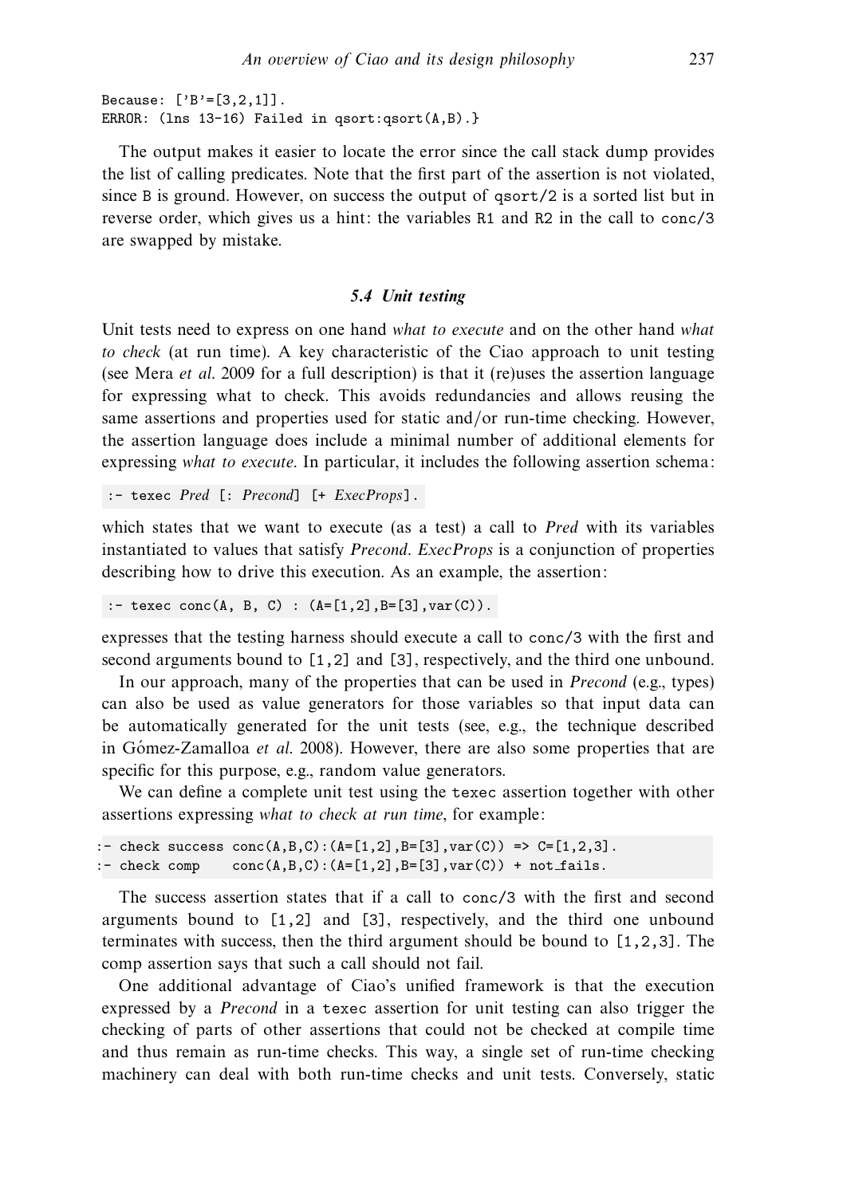```
Because: ['B'=[3,2,1]].
ERROR: (lns 13-16) Failed in qsort:qsort(A,B).}
```

The output makes it easier to locate the error since the call stack dump provides the list of calling predicates. Note that the first part of the assertion is not violated, since B is ground. However, on success the output of qsort/2 is a sorted list but in reverse order, which gives us a hint: the variables R1 and R2 in the call to conc/3 are swapped by mistake.

### 5.4 Unit testing

Unit tests need to express on one hand *what to execute* and on the other hand *what to check* (at run time). A key characteristic of the Ciao approach to unit testing (see Mera *et al.* 2009 for a full description) is that it (re)uses the assertion language for expressing what to check. This avoids redundancies and allows reusing the same assertions and properties used for static and/or run-time checking. However, the assertion language does include a minimal number of additional elements for expressing *what to execute*. In particular, it includes the following assertion schema:

```
:- texec Pred [: Precond] [+ ExecProps].
```

which states that we want to execute (as a test) a call to *Pred* with its variables instantiated to values that satisfy *Precond*. *ExecProps* is a conjunction of properties describing how to drive this execution. As an example, the assertion:

```
:- texec conc(A, B, C) : (A=[1,2],B=[3],var(C)).
```

expresses that the testing harness should execute a call to conc/3 with the first and second arguments bound to [1,2] and [3], respectively, and the third one unbound.

In our approach, many of the properties that can be used in *Precond* (e.g., types) can also be used as value generators for those variables so that input data can be automatically generated for the unit tests (see, e.g., the technique described in Gómez-Zamalloa *et al.* 2008). However, there are also some properties that are specific for this purpose, e.g., random value generators.

We can define a complete unit test using the texec assertion together with other assertions expressing *what to check at run time*, for example:

```
:- check success conc(A,B,C):(A=[1,2],B=[3],var(C)) => C=[1,2,3].
:- check comp    conc(A,B,C):(A=[1,2],B=[3],var(C)) + not_fails.
```

The success assertion states that if a call to conc/3 with the first and second arguments bound to [1,2] and [3], respectively, and the third one unbound terminates with success, then the third argument should be bound to [1,2,3]. The comp assertion says that such a call should not fail.

One additional advantage of Ciao's unified framework is that the execution expressed by a *Precond* in a texec assertion for unit testing can also trigger the checking of parts of other assertions that could not be checked at compile time and thus remain as run-time checks. This way, a single set of run-time checking machinery can deal with both run-time checks and unit tests. Conversely, static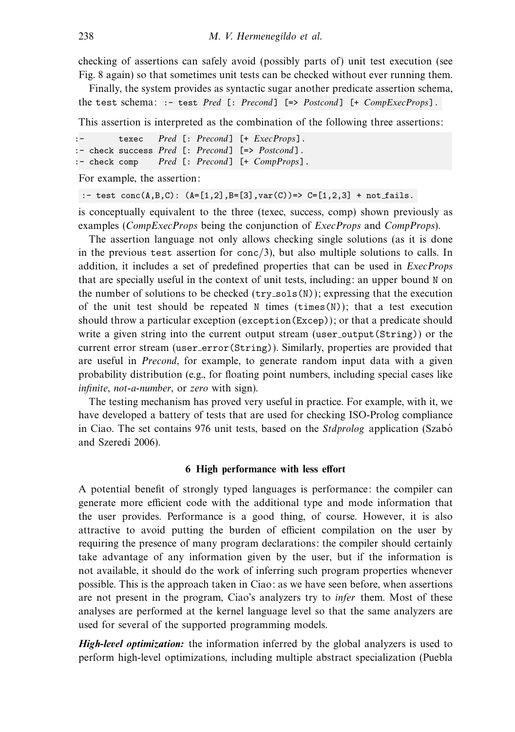checking of assertions can safely avoid (possibly parts of) unit test execution (see Fig. 8 again) so that sometimes unit tests can be checked without ever running them.

Finally, the system provides as syntactic sugar another predicate assertion schema, the `test` schema: `:- test Pred [: Precond] [=> Postcond] [+ CompExecProps].`

This assertion is interpreted as the combination of the following three assertions:

```
:-       texec   Pred [: Precond] [+ ExecProps].
:- check success Pred [: Precond] [=> Postcond].
:- check comp    Pred [: Precond] [+ CompProps].
```

For example, the assertion:

```
:- test conc(A,B,C): (A=[1,2],B=[3],var(C))=> C=[1,2,3] + not_fails.
```

is conceptually equivalent to the three (texec, success, comp) shown previously as examples (*CompExecProps* being the conjunction of *ExecProps* and *CompProps*).

The assertion language not only allows checking single solutions (as it is done in the previous `test` assertion for `conc/3`), but also multiple solutions to calls. In addition, it includes a set of predefined properties that can be used in *ExecProps* that are specially useful in the context of unit tests, including: an upper bound `N` on the number of solutions to be checked (`try_sols(N)`); expressing that the execution of the unit test should be repeated `N` times (`times(N)`); that a test execution should throw a particular exception (`exception(Excep)`); or that a predicate should write a given string into the current output stream (`user_output(String)`) or the current error stream (`user_error(String)`). Similarly, properties are provided that are useful in *Precond*, for example, to generate random input data with a given probability distribution (e.g., for floating point numbers, including special cases like *infinite*, *not-a-number*, or *zero* with sign).

The testing mechanism has proved very useful in practice. For example, with it, we have developed a battery of tests that are used for checking ISO-Prolog compliance in Ciao. The set contains 976 unit tests, based on the *Stdprolog* application (Szabó and Szeredi 2006).

## 6 High performance with less effort

A potential benefit of strongly typed languages is performance: the compiler can generate more efficient code with the additional type and mode information that the user provides. Performance is a good thing, of course. However, it is also attractive to avoid putting the burden of efficient compilation on the user by requiring the presence of many program declarations: the compiler should certainly take advantage of any information given by the user, but if the information is not available, it should do the work of inferring such program properties whenever possible. This is the approach taken in Ciao: as we have seen before, when assertions are not present in the program, Ciao's analyzers try to *infer* them. Most of these analyses are performed at the kernel language level so that the same analyzers are used for several of the supported programming models.

***High-level optimization:*** the information inferred by the global analyzers is used to perform high-level optimizations, including multiple abstract specialization (Puebla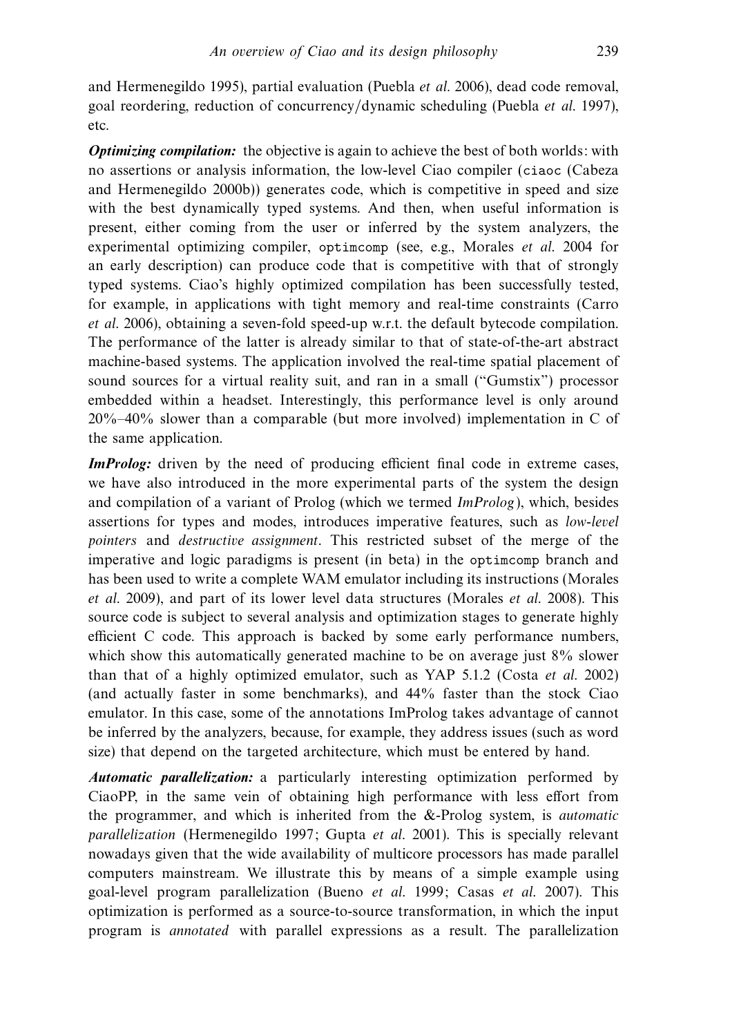and Hermenegildo 1995), partial evaluation (Puebla *et al.* 2006), dead code removal, goal reordering, reduction of concurrency/dynamic scheduling (Puebla *et al.* 1997), etc.

***Optimizing compilation:*** the objective is again to achieve the best of both worlds: with no assertions or analysis information, the low-level Ciao compiler (`ciaoc` (Cabeza and Hermenegildo 2000b)) generates code, which is competitive in speed and size with the best dynamically typed systems. And then, when useful information is present, either coming from the user or inferred by the system analyzers, the experimental optimizing compiler, `optimcomp` (see, e.g., Morales *et al.* 2004 for an early description) can produce code that is competitive with that of strongly typed systems. Ciao's highly optimized compilation has been successfully tested, for example, in applications with tight memory and real-time constraints (Carro *et al.* 2006), obtaining a seven-fold speed-up w.r.t. the default bytecode compilation. The performance of the latter is already similar to that of state-of-the-art abstract machine-based systems. The application involved the real-time spatial placement of sound sources for a virtual reality suit, and ran in a small ("Gumstix") processor embedded within a headset. Interestingly, this performance level is only around 20%–40% slower than a comparable (but more involved) implementation in C of the same application.

***ImProlog:*** driven by the need of producing efficient final code in extreme cases, we have also introduced in the more experimental parts of the system the design and compilation of a variant of Prolog (which we termed *ImProlog*), which, besides assertions for types and modes, introduces imperative features, such as *low-level pointers* and *destructive assignment*. This restricted subset of the merge of the imperative and logic paradigms is present (in beta) in the `optimcomp` branch and has been used to write a complete WAM emulator including its instructions (Morales *et al.* 2009), and part of its lower level data structures (Morales *et al.* 2008). This source code is subject to several analysis and optimization stages to generate highly efficient C code. This approach is backed by some early performance numbers, which show this automatically generated machine to be on average just 8% slower than that of a highly optimized emulator, such as YAP 5.1.2 (Costa *et al.* 2002) (and actually faster in some benchmarks), and 44% faster than the stock Ciao emulator. In this case, some of the annotations ImProlog takes advantage of cannot be inferred by the analyzers, because, for example, they address issues (such as word size) that depend on the targeted architecture, which must be entered by hand.

***Automatic parallelization:*** a particularly interesting optimization performed by CiaoPP, in the same vein of obtaining high performance with less effort from the programmer, and which is inherited from the &-Prolog system, is *automatic parallelization* (Hermenegildo 1997; Gupta *et al.* 2001). This is specially relevant nowadays given that the wide availability of multicore processors has made parallel computers mainstream. We illustrate this by means of a simple example using goal-level program parallelization (Bueno *et al.* 1999; Casas *et al.* 2007). This optimization is performed as a source-to-source transformation, in which the input program is *annotated* with parallel expressions as a result. The parallelization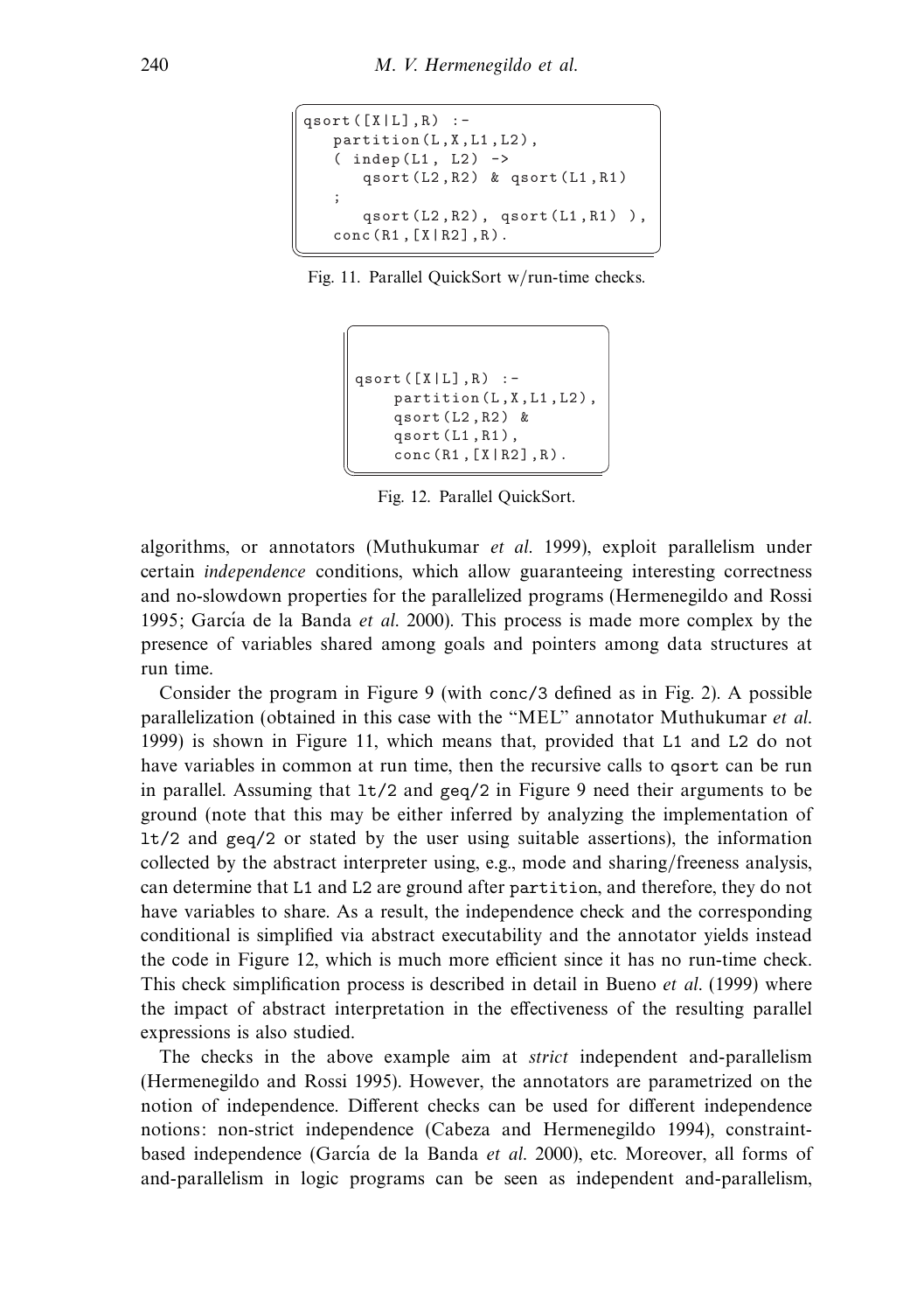```
qsort([X|L],R) :-
    partition(L,X,L1,L2),
    ( indep(L1, L2) ->
        qsort(L2,R2) & qsort(L1,R1)
    ;
        qsort(L2,R2), qsort(L1,R1) ),
    conc(R1,[X|R2],R).
```

Fig. 11. Parallel QuickSort w/run-time checks.

```
qsort([X|L],R) :-
    partition(L,X,L1,L2),
    qsort(L2,R2) &
    qsort(L1,R1),
    conc(R1,[X|R2],R).
```

Fig. 12. Parallel QuickSort.

algorithms, or annotators (Muthukumar *et al.* 1999), exploit parallelism under certain *independence* conditions, which allow guaranteeing interesting correctness and no-slowdown properties for the parallelized programs (Hermenegildo and Rossi 1995; García de la Banda *et al.* 2000). This process is made more complex by the presence of variables shared among goals and pointers among data structures at run time.

Consider the program in Figure 9 (with `conc/3` defined as in Fig. 2). A possible parallelization (obtained in this case with the "MEL" annotator Muthukumar *et al.* 1999) is shown in Figure 11, which means that, provided that `L1` and `L2` do not have variables in common at run time, then the recursive calls to `qsort` can be run in parallel. Assuming that `lt/2` and `geq/2` in Figure 9 need their arguments to be ground (note that this may be either inferred by analyzing the implementation of `lt/2` and `geq/2` or stated by the user using suitable assertions), the information collected by the abstract interpreter using, e.g., mode and sharing/freeness analysis, can determine that `L1` and `L2` are ground after `partition`, and therefore, they do not have variables to share. As a result, the independence check and the corresponding conditional is simplified via abstract executability and the annotator yields instead the code in Figure 12, which is much more efficient since it has no run-time check. This check simplification process is described in detail in Bueno *et al.* (1999) where the impact of abstract interpretation in the effectiveness of the resulting parallel expressions is also studied.

The checks in the above example aim at *strict* independent and-parallelism (Hermenegildo and Rossi 1995). However, the annotators are parametrized on the notion of independence. Different checks can be used for different independence notions: non-strict independence (Cabeza and Hermenegildo 1994), constraint-based independence (García de la Banda *et al.* 2000), etc. Moreover, all forms of and-parallelism in logic programs can be seen as independent and-parallelism,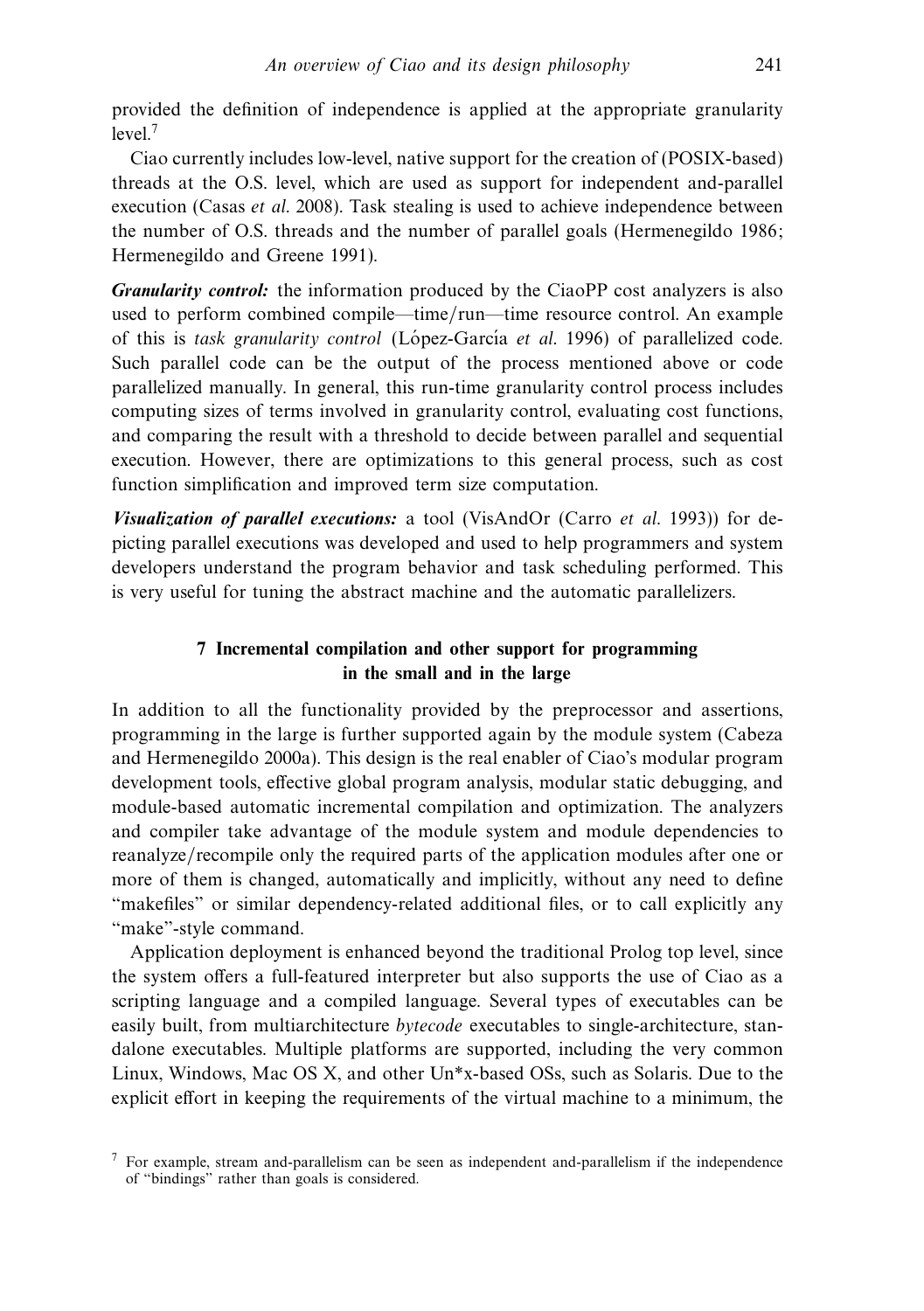provided the definition of independence is applied at the appropriate granularity level.[7]

Ciao currently includes low-level, native support for the creation of (POSIX-based) threads at the O.S. level, which are used as support for independent and-parallel execution (Casas *et al*. 2008). Task stealing is used to achieve independence between the number of O.S. threads and the number of parallel goals (Hermenegildo 1986; Hermenegildo and Greene 1991).

***Granularity control:*** the information produced by the CiaoPP cost analyzers is also used to perform combined compile—time/run—time resource control. An example of this is *task granularity control* (López-García *et al*. 1996) of parallelized code. Such parallel code can be the output of the process mentioned above or code parallelized manually. In general, this run-time granularity control process includes computing sizes of terms involved in granularity control, evaluating cost functions, and comparing the result with a threshold to decide between parallel and sequential execution. However, there are optimizations to this general process, such as cost function simplification and improved term size computation.

***Visualization of parallel executions:*** a tool (VisAndOr (Carro *et al*. 1993)) for depicting parallel executions was developed and used to help programmers and system developers understand the program behavior and task scheduling performed. This is very useful for tuning the abstract machine and the automatic parallelizers.

## 7 Incremental compilation and other support for programming in the small and in the large

In addition to all the functionality provided by the preprocessor and assertions, programming in the large is further supported again by the module system (Cabeza and Hermenegildo 2000a). This design is the real enabler of Ciao's modular program development tools, effective global program analysis, modular static debugging, and module-based automatic incremental compilation and optimization. The analyzers and compiler take advantage of the module system and module dependencies to reanalyze/recompile only the required parts of the application modules after one or more of them is changed, automatically and implicitly, without any need to define "makefiles" or similar dependency-related additional files, or to call explicitly any "make"-style command.

Application deployment is enhanced beyond the traditional Prolog top level, since the system offers a full-featured interpreter but also supports the use of Ciao as a scripting language and a compiled language. Several types of executables can be easily built, from multiarchitecture *bytecode* executables to single-architecture, standalone executables. Multiple platforms are supported, including the very common Linux, Windows, Mac OS X, and other Un*x-based OSs, such as Solaris. Due to the explicit effort in keeping the requirements of the virtual machine to a minimum, the

[7] For example, stream and-parallelism can be seen as independent and-parallelism if the independence of "bindings" rather than goals is considered.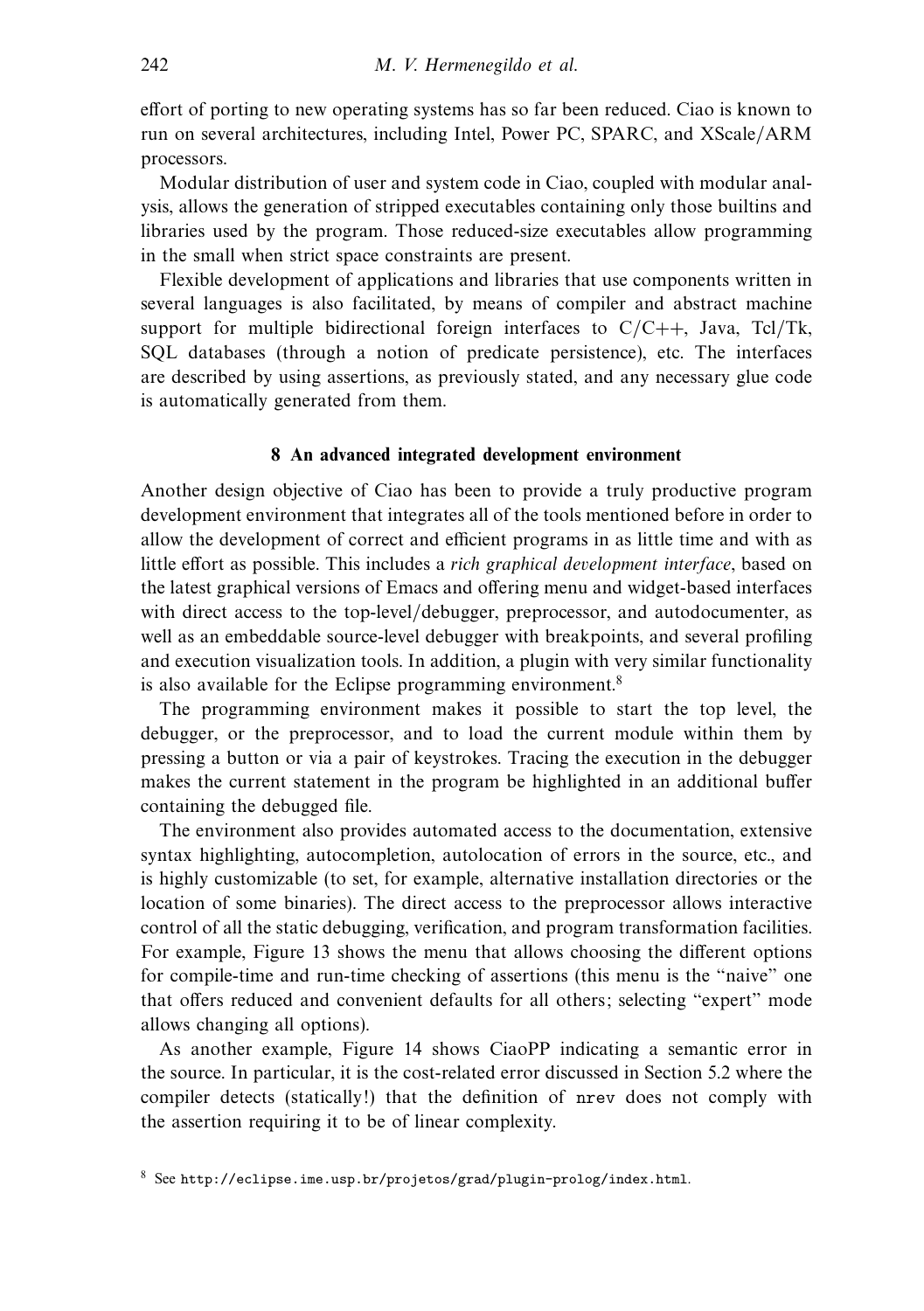effort of porting to new operating systems has so far been reduced. Ciao is known to run on several architectures, including Intel, Power PC, SPARC, and XScale/ARM processors.

Modular distribution of user and system code in Ciao, coupled with modular analysis, allows the generation of stripped executables containing only those builtins and libraries used by the program. Those reduced-size executables allow programming in the small when strict space constraints are present.

Flexible development of applications and libraries that use components written in several languages is also facilitated, by means of compiler and abstract machine support for multiple bidirectional foreign interfaces to C/C++, Java, Tcl/Tk, SQL databases (through a notion of predicate persistence), etc. The interfaces are described by using assertions, as previously stated, and any necessary glue code is automatically generated from them.

## 8 An advanced integrated development environment

Another design objective of Ciao has been to provide a truly productive program development environment that integrates all of the tools mentioned before in order to allow the development of correct and efficient programs in as little time and with as little effort as possible. This includes a *rich graphical development interface*, based on the latest graphical versions of Emacs and offering menu and widget-based interfaces with direct access to the top-level/debugger, preprocessor, and autodocumenter, as well as an embeddable source-level debugger with breakpoints, and several profiling and execution visualization tools. In addition, a plugin with very similar functionality is also available for the Eclipse programming environment.[8]

The programming environment makes it possible to start the top level, the debugger, or the preprocessor, and to load the current module within them by pressing a button or via a pair of keystrokes. Tracing the execution in the debugger makes the current statement in the program be highlighted in an additional buffer containing the debugged file.

The environment also provides automated access to the documentation, extensive syntax highlighting, autocompletion, autolocation of errors in the source, etc., and is highly customizable (to set, for example, alternative installation directories or the location of some binaries). The direct access to the preprocessor allows interactive control of all the static debugging, verification, and program transformation facilities. For example, Figure 13 shows the menu that allows choosing the different options for compile-time and run-time checking of assertions (this menu is the "naive" one that offers reduced and convenient defaults for all others; selecting "expert" mode allows changing all options).

As another example, Figure 14 shows CiaoPP indicating a semantic error in the source. In particular, it is the cost-related error discussed in Section 5.2 where the compiler detects (statically!) that the definition of `nrev` does not comply with the assertion requiring it to be of linear complexity.

[8] See `http://eclipse.ime.usp.br/projetos/grad/plugin-prolog/index.html`.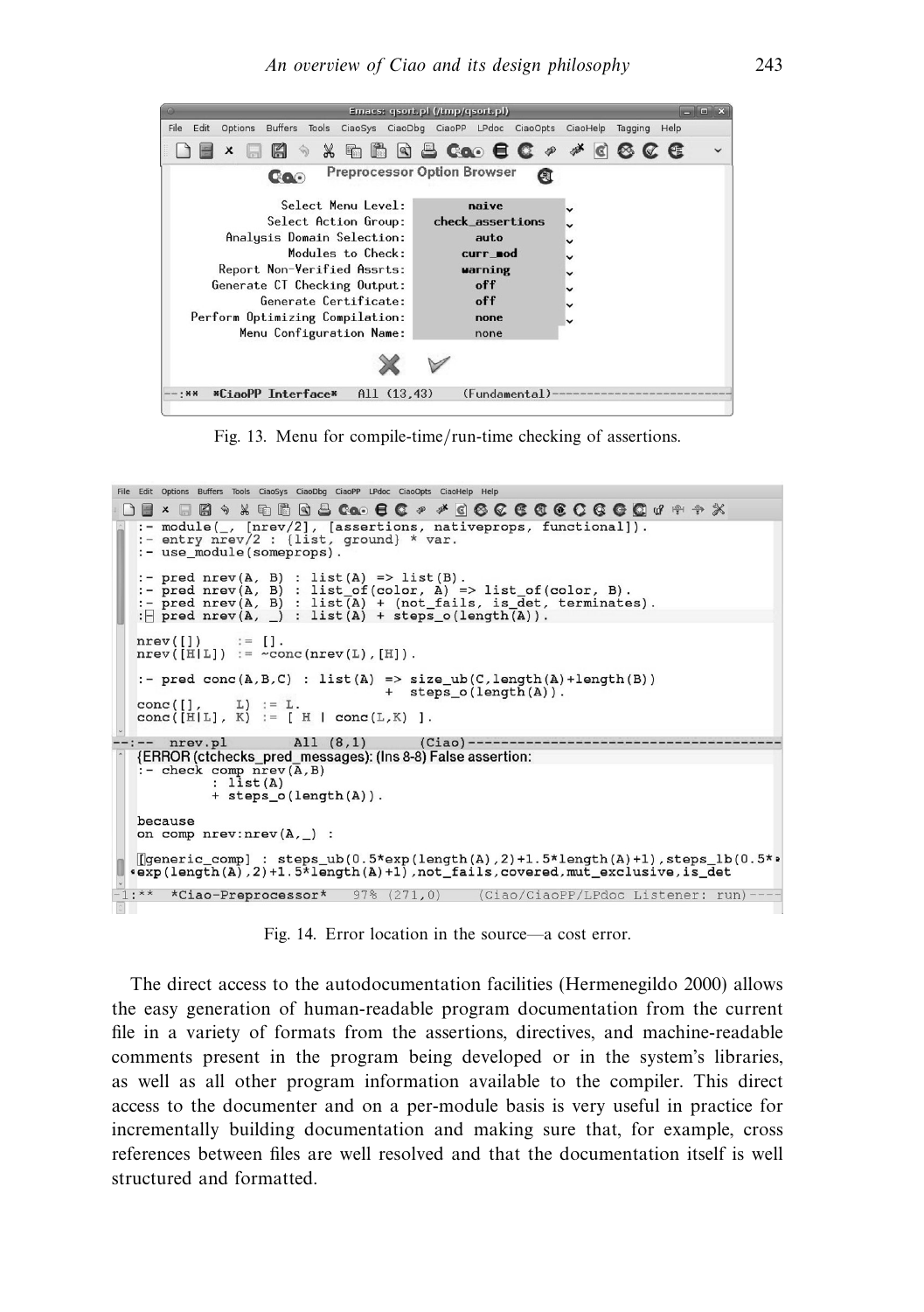Fig. 13. Menu for compile-time/run-time checking of assertions.

Fig. 14. Error location in the source—a cost error.

The direct access to the autodocumentation facilities (Hermenegildo 2000) allows the easy generation of human-readable program documentation from the current file in a variety of formats from the assertions, directives, and machine-readable comments present in the program being developed or in the system's libraries, as well as all other program information available to the compiler. This direct access to the documenter and on a per-module basis is very useful in practice for incrementally building documentation and making sure that, for example, cross references between files are well resolved and that the documentation itself is well structured and formatted.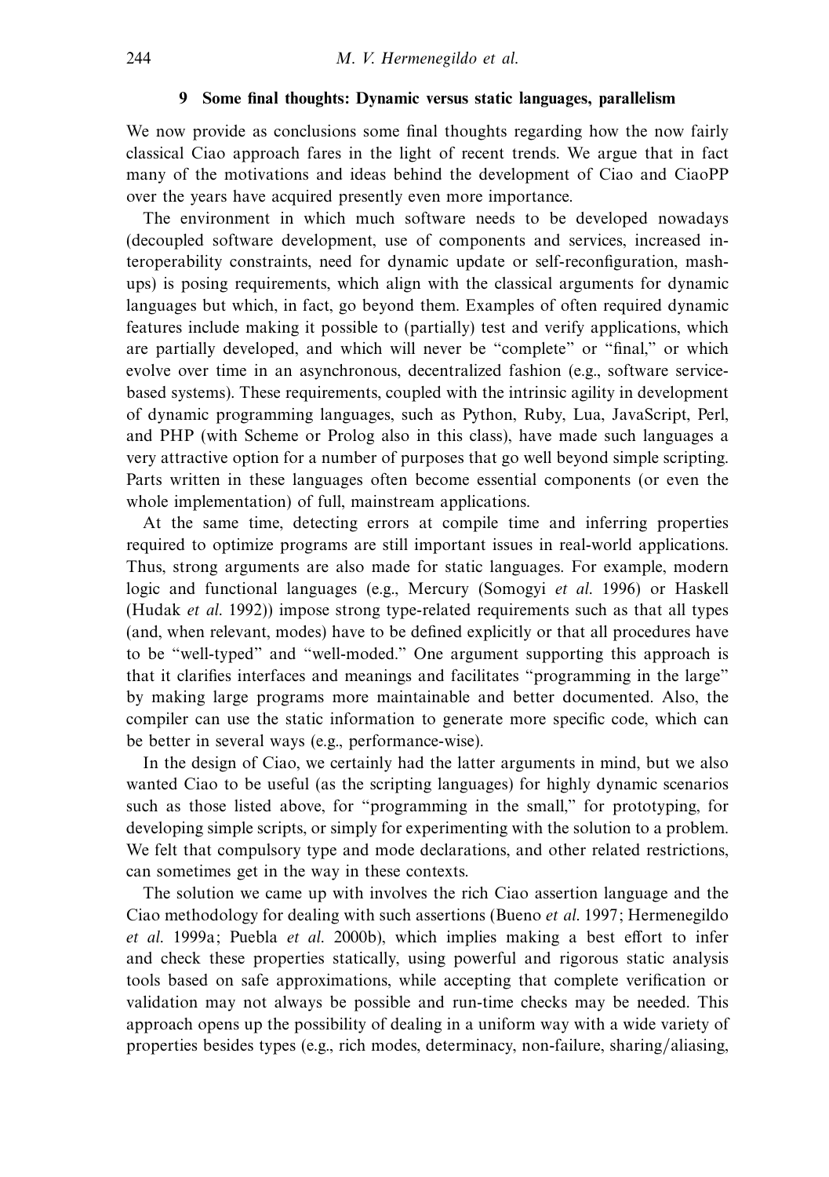## 9 Some final thoughts: Dynamic versus static languages, parallelism

We now provide as conclusions some final thoughts regarding how the now fairly classical Ciao approach fares in the light of recent trends. We argue that in fact many of the motivations and ideas behind the development of Ciao and CiaoPP over the years have acquired presently even more importance.

The environment in which much software needs to be developed nowadays (decoupled software development, use of components and services, increased interoperability constraints, need for dynamic update or self-reconfiguration, mashups) is posing requirements, which align with the classical arguments for dynamic languages but which, in fact, go beyond them. Examples of often required dynamic features include making it possible to (partially) test and verify applications, which are partially developed, and which will never be "complete" or "final," or which evolve over time in an asynchronous, decentralized fashion (e.g., software service-based systems). These requirements, coupled with the intrinsic agility in development of dynamic programming languages, such as Python, Ruby, Lua, JavaScript, Perl, and PHP (with Scheme or Prolog also in this class), have made such languages a very attractive option for a number of purposes that go well beyond simple scripting. Parts written in these languages often become essential components (or even the whole implementation) of full, mainstream applications.

At the same time, detecting errors at compile time and inferring properties required to optimize programs are still important issues in real-world applications. Thus, strong arguments are also made for static languages. For example, modern logic and functional languages (e.g., Mercury (Somogyi *et al.* 1996) or Haskell (Hudak *et al.* 1992)) impose strong type-related requirements such as that all types (and, when relevant, modes) have to be defined explicitly or that all procedures have to be "well-typed" and "well-moded." One argument supporting this approach is that it clarifies interfaces and meanings and facilitates "programming in the large" by making large programs more maintainable and better documented. Also, the compiler can use the static information to generate more specific code, which can be better in several ways (e.g., performance-wise).

In the design of Ciao, we certainly had the latter arguments in mind, but we also wanted Ciao to be useful (as the scripting languages) for highly dynamic scenarios such as those listed above, for "programming in the small," for prototyping, for developing simple scripts, or simply for experimenting with the solution to a problem. We felt that compulsory type and mode declarations, and other related restrictions, can sometimes get in the way in these contexts.

The solution we came up with involves the rich Ciao assertion language and the Ciao methodology for dealing with such assertions (Bueno *et al.* 1997; Hermenegildo *et al.* 1999a; Puebla *et al.* 2000b), which implies making a best effort to infer and check these properties statically, using powerful and rigorous static analysis tools based on safe approximations, while accepting that complete verification or validation may not always be possible and run-time checks may be needed. This approach opens up the possibility of dealing in a uniform way with a wide variety of properties besides types (e.g., rich modes, determinacy, non-failure, sharing/aliasing,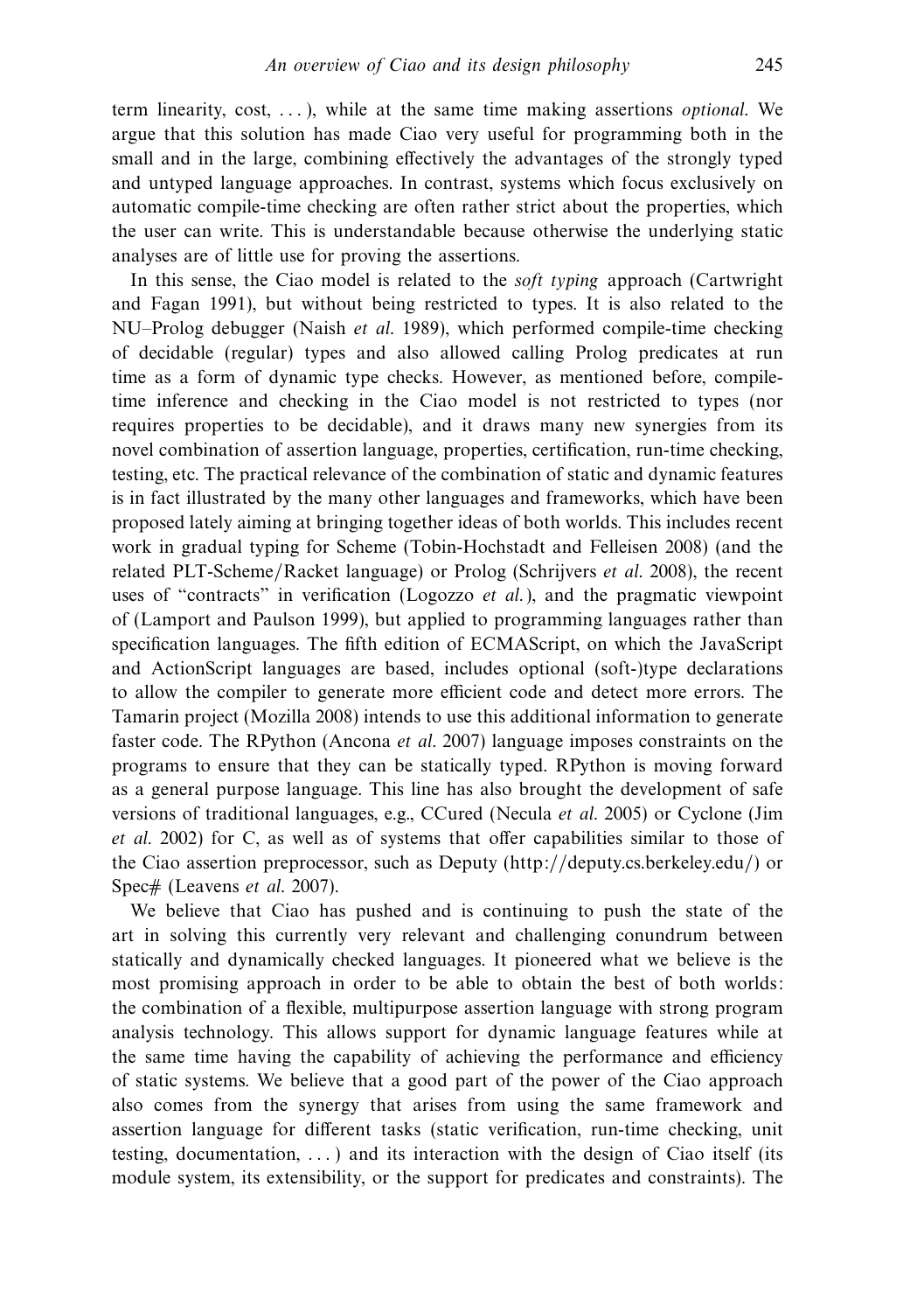term linearity, cost, . . . ), while at the same time making assertions *optional*. We argue that this solution has made Ciao very useful for programming both in the small and in the large, combining effectively the advantages of the strongly typed and untyped language approaches. In contrast, systems which focus exclusively on automatic compile-time checking are often rather strict about the properties, which the user can write. This is understandable because otherwise the underlying static analyses are of little use for proving the assertions.

In this sense, the Ciao model is related to the *soft typing* approach (Cartwright and Fagan 1991), but without being restricted to types. It is also related to the NU–Prolog debugger (Naish *et al.* 1989), which performed compile-time checking of decidable (regular) types and also allowed calling Prolog predicates at run time as a form of dynamic type checks. However, as mentioned before, compile-time inference and checking in the Ciao model is not restricted to types (nor requires properties to be decidable), and it draws many new synergies from its novel combination of assertion language, properties, certification, run-time checking, testing, etc. The practical relevance of the combination of static and dynamic features is in fact illustrated by the many other languages and frameworks, which have been proposed lately aiming at bringing together ideas of both worlds. This includes recent work in gradual typing for Scheme (Tobin-Hochstadt and Felleisen 2008) (and the related PLT-Scheme/Racket language) or Prolog (Schrijvers *et al.* 2008), the recent uses of "contracts" in verification (Logozzo *et al.*), and the pragmatic viewpoint of (Lamport and Paulson 1999), but applied to programming languages rather than specification languages. The fifth edition of ECMAScript, on which the JavaScript and ActionScript languages are based, includes optional (soft-)type declarations to allow the compiler to generate more efficient code and detect more errors. The Tamarin project (Mozilla 2008) intends to use this additional information to generate faster code. The RPython (Ancona *et al.* 2007) language imposes constraints on the programs to ensure that they can be statically typed. RPython is moving forward as a general purpose language. This line has also brought the development of safe versions of traditional languages, e.g., CCured (Necula *et al.* 2005) or Cyclone (Jim *et al.* 2002) for C, as well as of systems that offer capabilities similar to those of the Ciao assertion preprocessor, such as Deputy (http://deputy.cs.berkeley.edu/) or Spec# (Leavens *et al.* 2007).

We believe that Ciao has pushed and is continuing to push the state of the art in solving this currently very relevant and challenging conundrum between statically and dynamically checked languages. It pioneered what we believe is the most promising approach in order to be able to obtain the best of both worlds: the combination of a flexible, multipurpose assertion language with strong program analysis technology. This allows support for dynamic language features while at the same time having the capability of achieving the performance and efficiency of static systems. We believe that a good part of the power of the Ciao approach also comes from the synergy that arises from using the same framework and assertion language for different tasks (static verification, run-time checking, unit testing, documentation, . . . ) and its interaction with the design of Ciao itself (its module system, its extensibility, or the support for predicates and constraints). The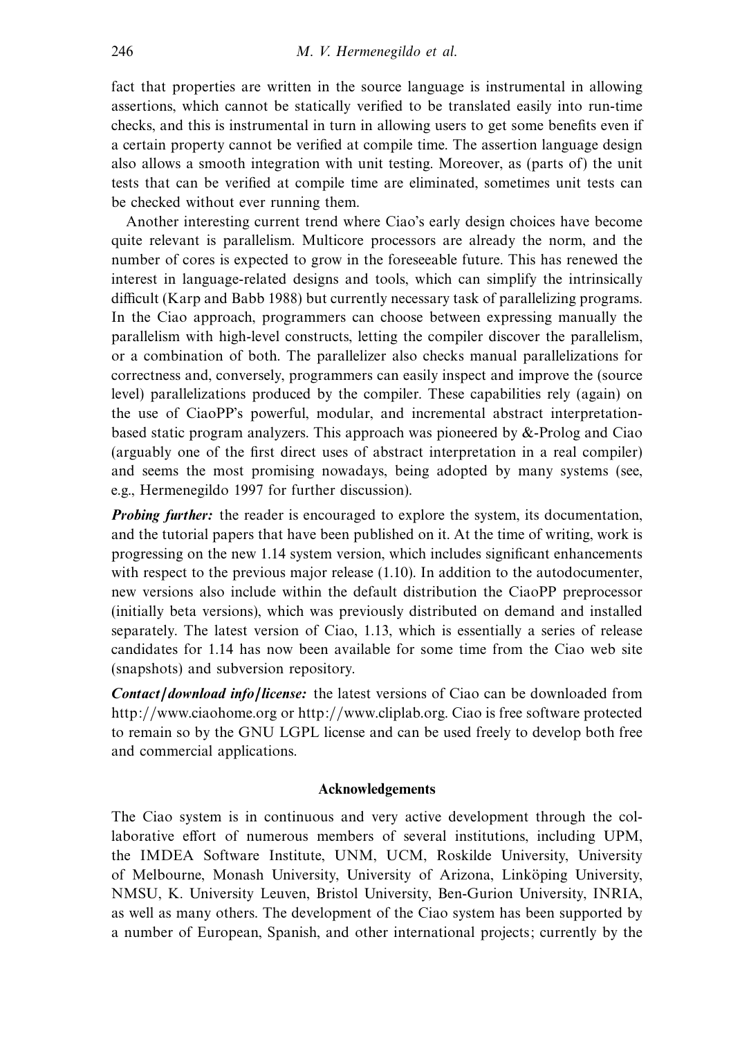fact that properties are written in the source language is instrumental in allowing assertions, which cannot be statically verified to be translated easily into run-time checks, and this is instrumental in turn in allowing users to get some benefits even if a certain property cannot be verified at compile time. The assertion language design also allows a smooth integration with unit testing. Moreover, as (parts of) the unit tests that can be verified at compile time are eliminated, sometimes unit tests can be checked without ever running them.

Another interesting current trend where Ciao's early design choices have become quite relevant is parallelism. Multicore processors are already the norm, and the number of cores is expected to grow in the foreseeable future. This has renewed the interest in language-related designs and tools, which can simplify the intrinsically difficult (Karp and Babb 1988) but currently necessary task of parallelizing programs. In the Ciao approach, programmers can choose between expressing manually the parallelism with high-level constructs, letting the compiler discover the parallelism, or a combination of both. The parallelizer also checks manual parallelizations for correctness and, conversely, programmers can easily inspect and improve the (source level) parallelizations produced by the compiler. These capabilities rely (again) on the use of CiaoPP's powerful, modular, and incremental abstract interpretation-based static program analyzers. This approach was pioneered by &-Prolog and Ciao (arguably one of the first direct uses of abstract interpretation in a real compiler) and seems the most promising nowadays, being adopted by many systems (see, e.g., Hermenegildo 1997 for further discussion).

***Probing further:*** the reader is encouraged to explore the system, its documentation, and the tutorial papers that have been published on it. At the time of writing, work is progressing on the new 1.14 system version, which includes significant enhancements with respect to the previous major release (1.10). In addition to the autodocumenter, new versions also include within the default distribution the CiaoPP preprocessor (initially beta versions), which was previously distributed on demand and installed separately. The latest version of Ciao, 1.13, which is essentially a series of release candidates for 1.14 has now been available for some time from the Ciao web site (snapshots) and subversion repository.

***Contact/download info/license:*** the latest versions of Ciao can be downloaded from http://www.ciaohome.org or http://www.cliplab.org. Ciao is free software protected to remain so by the GNU LGPL license and can be used freely to develop both free and commercial applications.

## Acknowledgements

The Ciao system is in continuous and very active development through the collaborative effort of numerous members of several institutions, including UPM, the IMDEA Software Institute, UNM, UCM, Roskilde University, University of Melbourne, Monash University, University of Arizona, Linköping University, NMSU, K. University Leuven, Bristol University, Ben-Gurion University, INRIA, as well as many others. The development of the Ciao system has been supported by a number of European, Spanish, and other international projects; currently by the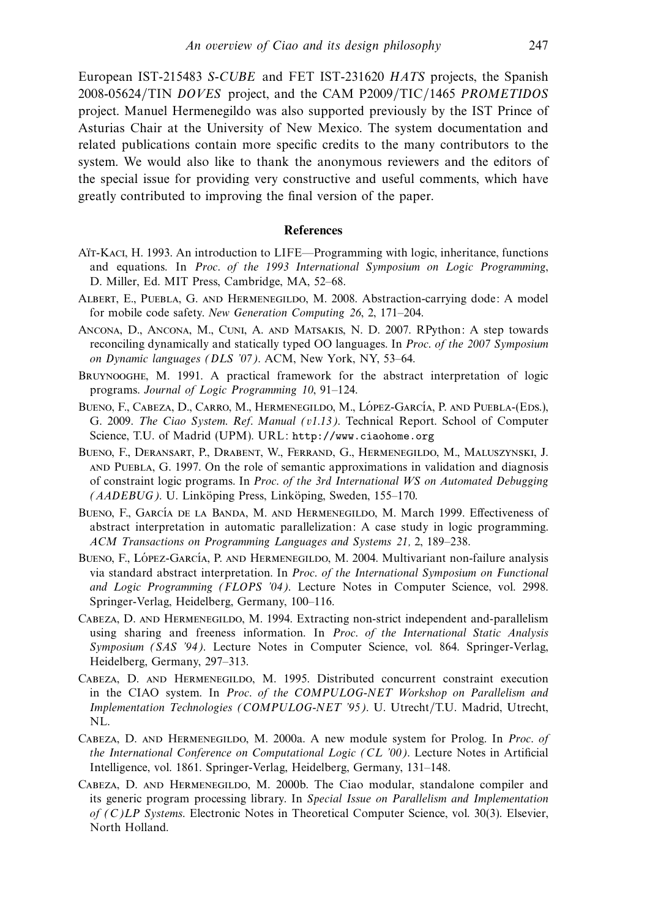European IST-215483 *S-CUBE* and FET IST-231620 *HATS* projects, the Spanish 2008-05624/TIN *DOVES* project, and the CAM P2009/TIC/1465 *PROMETIDOS* project. Manuel Hermenegildo was also supported previously by the IST Prince of Asturias Chair at the University of New Mexico. The system documentation and related publications contain more specific credits to the many contributors to the system. We would also like to thank the anonymous reviewers and the editors of the special issue for providing very constructive and useful comments, which have greatly contributed to improving the final version of the paper.

## References

Aït-Kaci, H. 1993. An introduction to LIFE—Programming with logic, inheritance, functions and equations. In *Proc. of the 1993 International Symposium on Logic Programming*, D. Miller, Ed. MIT Press, Cambridge, MA, 52–68.

Albert, E., Puebla, G. and Hermenegildo, M. 2008. Abstraction-carrying dode: A model for mobile code safety. *New Generation Computing 26*, 2, 171–204.

Ancona, D., Ancona, M., Cuni, A. and Matsakis, N. D. 2007. RPython: A step towards reconciling dynamically and statically typed OO languages. In *Proc. of the 2007 Symposium on Dynamic languages (DLS '07)*. ACM, New York, NY, 53–64.

Bruynooghe, M. 1991. A practical framework for the abstract interpretation of logic programs. *Journal of Logic Programming 10*, 91–124.

Bueno, F., Cabeza, D., Carro, M., Hermenegildo, M., López-García, P. and Puebla-(Eds.), G. 2009. *The Ciao System. Ref. Manual (v1.13)*. Technical Report. School of Computer Science, T.U. of Madrid (UPM). URL: `http://www.ciaohome.org`

Bueno, F., Deransart, P., Drabent, W., Ferrand, G., Hermenegildo, M., Maluszynski, J. and Puebla, G. 1997. On the role of semantic approximations in validation and diagnosis of constraint logic programs. In *Proc. of the 3rd International WS on Automated Debugging (AADEBUG)*. U. Linköping Press, Linköping, Sweden, 155–170.

Bueno, F., García de la Banda, M. and Hermenegildo, M. March 1999. Effectiveness of abstract interpretation in automatic parallelization: A case study in logic programming. *ACM Transactions on Programming Languages and Systems 21,* 2, 189–238.

Bueno, F., López-García, P. and Hermenegildo, M. 2004. Multivariant non-failure analysis via standard abstract interpretation. In *Proc. of the International Symposium on Functional and Logic Programming (FLOPS '04)*. Lecture Notes in Computer Science, vol. 2998. Springer-Verlag, Heidelberg, Germany, 100–116.

Cabeza, D. and Hermenegildo, M. 1994. Extracting non-strict independent and-parallelism using sharing and freeness information. In *Proc. of the International Static Analysis Symposium (SAS '94)*. Lecture Notes in Computer Science, vol. 864. Springer-Verlag, Heidelberg, Germany, 297–313.

Cabeza, D. and Hermenegildo, M. 1995. Distributed concurrent constraint execution in the CIAO system. In *Proc. of the COMPULOG-NET Workshop on Parallelism and Implementation Technologies (COMPULOG-NET '95)*. U. Utrecht/T.U. Madrid, Utrecht, NL.

Cabeza, D. and Hermenegildo, M. 2000a. A new module system for Prolog. In *Proc. of the International Conference on Computational Logic (CL '00)*. Lecture Notes in Artificial Intelligence, vol. 1861. Springer-Verlag, Heidelberg, Germany, 131–148.

Cabeza, D. and Hermenegildo, M. 2000b. The Ciao modular, standalone compiler and its generic program processing library. In *Special Issue on Parallelism and Implementation of (C)LP Systems*. Electronic Notes in Theoretical Computer Science, vol. 30(3). Elsevier, North Holland.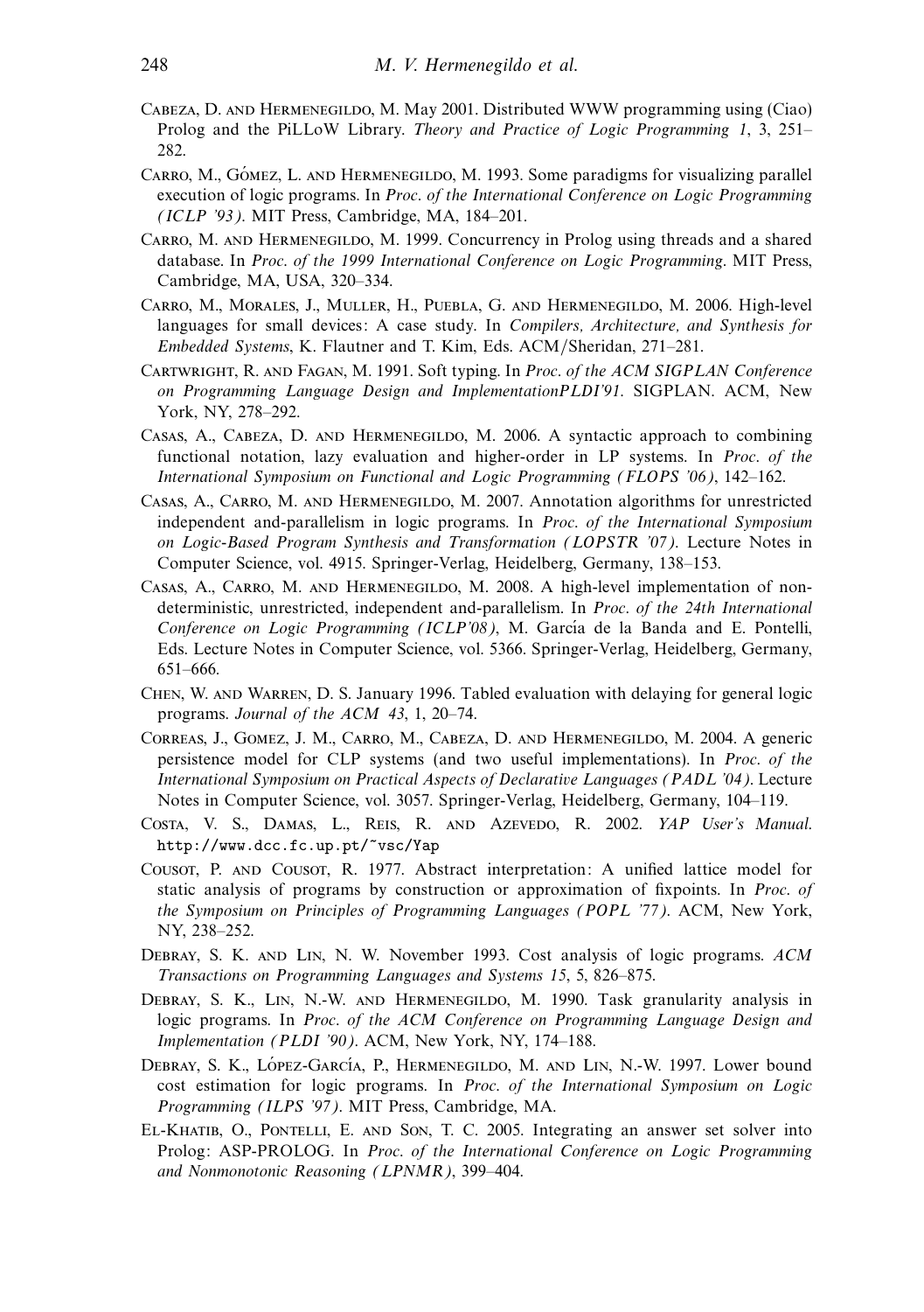Cabeza, D. and Hermenegildo, M. May 2001. Distributed WWW programming using (Ciao) Prolog and the PiLLoW Library. *Theory and Practice of Logic Programming 1*, 3, 251–282.

Carro, M., Gómez, L. and Hermenegildo, M. 1993. Some paradigms for visualizing parallel execution of logic programs. In *Proc. of the International Conference on Logic Programming (ICLP '93)*. MIT Press, Cambridge, MA, 184–201.

Carro, M. and Hermenegildo, M. 1999. Concurrency in Prolog using threads and a shared database. In *Proc. of the 1999 International Conference on Logic Programming*. MIT Press, Cambridge, MA, USA, 320–334.

Carro, M., Morales, J., Muller, H., Puebla, G. and Hermenegildo, M. 2006. High-level languages for small devices: A case study. In *Compilers, Architecture, and Synthesis for Embedded Systems*, K. Flautner and T. Kim, Eds. ACM/Sheridan, 271–281.

Cartwright, R. and Fagan, M. 1991. Soft typing. In *Proc. of the ACM SIGPLAN Conference on Programming Language Design and ImplementationPLDI'91*. SIGPLAN. ACM, New York, NY, 278–292.

Casas, A., Cabeza, D. and Hermenegildo, M. 2006. A syntactic approach to combining functional notation, lazy evaluation and higher-order in LP systems. In *Proc. of the International Symposium on Functional and Logic Programming (FLOPS '06)*, 142–162.

Casas, A., Carro, M. and Hermenegildo, M. 2007. Annotation algorithms for unrestricted independent and-parallelism in logic programs. In *Proc. of the International Symposium on Logic-Based Program Synthesis and Transformation (LOPSTR '07)*. Lecture Notes in Computer Science, vol. 4915. Springer-Verlag, Heidelberg, Germany, 138–153.

Casas, A., Carro, M. and Hermenegildo, M. 2008. A high-level implementation of non-deterministic, unrestricted, independent and-parallelism. In *Proc. of the 24th International Conference on Logic Programming (ICLP'08)*, M. García de la Banda and E. Pontelli, Eds. Lecture Notes in Computer Science, vol. 5366. Springer-Verlag, Heidelberg, Germany, 651–666.

Chen, W. and Warren, D. S. January 1996. Tabled evaluation with delaying for general logic programs. *Journal of the ACM 43*, 1, 20–74.

Correas, J., Gomez, J. M., Carro, M., Cabeza, D. and Hermenegildo, M. 2004. A generic persistence model for CLP systems (and two useful implementations). In *Proc. of the International Symposium on Practical Aspects of Declarative Languages (PADL '04)*. Lecture Notes in Computer Science, vol. 3057. Springer-Verlag, Heidelberg, Germany, 104–119.

Costa, V. S., Damas, L., Reis, R. and Azevedo, R. 2002. *YAP User's Manual*. http://www.dcc.fc.up.pt/~vsc/Yap

Cousot, P. and Cousot, R. 1977. Abstract interpretation: A unified lattice model for static analysis of programs by construction or approximation of fixpoints. In *Proc. of the Symposium on Principles of Programming Languages (POPL '77)*. ACM, New York, NY, 238–252.

Debray, S. K. and Lin, N. W. November 1993. Cost analysis of logic programs. *ACM Transactions on Programming Languages and Systems 15*, 5, 826–875.

Debray, S. K., Lin, N.-W. and Hermenegildo, M. 1990. Task granularity analysis in logic programs. In *Proc. of the ACM Conference on Programming Language Design and Implementation (PLDI '90)*. ACM, New York, NY, 174–188.

Debray, S. K., López-García, P., Hermenegildo, M. and Lin, N.-W. 1997. Lower bound cost estimation for logic programs. In *Proc. of the International Symposium on Logic Programming (ILPS '97)*. MIT Press, Cambridge, MA.

El-Khatib, O., Pontelli, E. and Son, T. C. 2005. Integrating an answer set solver into Prolog: ASP-PROLOG. In *Proc. of the International Conference on Logic Programming and Nonmonotonic Reasoning (LPNMR)*, 399–404.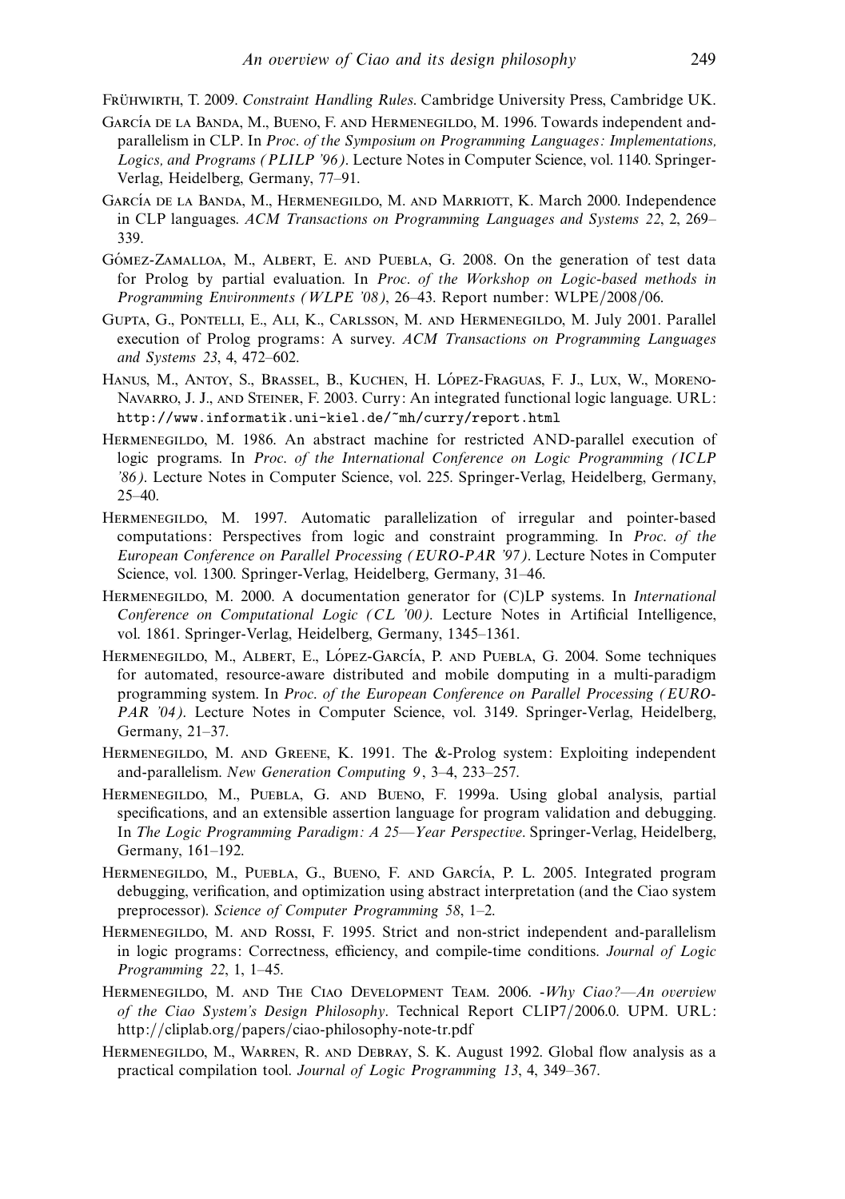Frühwirth, T. 2009. *Constraint Handling Rules*. Cambridge University Press, Cambridge UK.

García de la Banda, M., Bueno, F. and Hermenegildo, M. 1996. Towards independent and-parallelism in CLP. In *Proc. of the Symposium on Programming Languages: Implementations, Logics, and Programs (PLILP '96)*. Lecture Notes in Computer Science, vol. 1140. Springer-Verlag, Heidelberg, Germany, 77–91.

García de la Banda, M., Hermenegildo, M. and Marriott, K. March 2000. Independence in CLP languages. *ACM Transactions on Programming Languages and Systems 22*, 2, 269–339.

Gómez-Zamalloa, M., Albert, E. and Puebla, G. 2008. On the generation of test data for Prolog by partial evaluation. In *Proc. of the Workshop on Logic-based methods in Programming Environments (WLPE '08)*, 26–43. Report number: WLPE/2008/06.

Gupta, G., Pontelli, E., Ali, K., Carlsson, M. and Hermenegildo, M. July 2001. Parallel execution of Prolog programs: A survey. *ACM Transactions on Programming Languages and Systems 23*, 4, 472–602.

Hanus, M., Antoy, S., Brassel, B., Kuchen, H. López-Fraguas, F. J., Lux, W., Moreno-Navarro, J. J., and Steiner, F. 2003. Curry: An integrated functional logic language. URL: http://www.informatik.uni-kiel.de/~mh/curry/report.html

Hermenegildo, M. 1986. An abstract machine for restricted AND-parallel execution of logic programs. In *Proc. of the International Conference on Logic Programming (ICLP '86)*. Lecture Notes in Computer Science, vol. 225. Springer-Verlag, Heidelberg, Germany, 25–40.

Hermenegildo, M. 1997. Automatic parallelization of irregular and pointer-based computations: Perspectives from logic and constraint programming. In *Proc. of the European Conference on Parallel Processing (EURO-PAR '97)*. Lecture Notes in Computer Science, vol. 1300. Springer-Verlag, Heidelberg, Germany, 31–46.

Hermenegildo, M. 2000. A documentation generator for (C)LP systems. In *International Conference on Computational Logic (CL '00)*. Lecture Notes in Artificial Intelligence, vol. 1861. Springer-Verlag, Heidelberg, Germany, 1345–1361.

Hermenegildo, M., Albert, E., López-García, P. and Puebla, G. 2004. Some techniques for automated, resource-aware distributed and mobile domputing in a multi-paradigm programming system. In *Proc. of the European Conference on Parallel Processing (EURO-PAR '04)*. Lecture Notes in Computer Science, vol. 3149. Springer-Verlag, Heidelberg, Germany, 21–37.

Hermenegildo, M. and Greene, K. 1991. The &-Prolog system: Exploiting independent and-parallelism. *New Generation Computing 9*, 3–4, 233–257.

Hermenegildo, M., Puebla, G. and Bueno, F. 1999a. Using global analysis, partial specifications, and an extensible assertion language for program validation and debugging. In *The Logic Programming Paradigm: A 25—Year Perspective*. Springer-Verlag, Heidelberg, Germany, 161–192.

Hermenegildo, M., Puebla, G., Bueno, F. and García, P. L. 2005. Integrated program debugging, verification, and optimization using abstract interpretation (and the Ciao system preprocessor). *Science of Computer Programming 58*, 1–2.

Hermenegildo, M. and Rossi, F. 1995. Strict and non-strict independent and-parallelism in logic programs: Correctness, efficiency, and compile-time conditions. *Journal of Logic Programming 22*, 1, 1–45.

Hermenegildo, M. and The Ciao Development Team. 2006. *-Why Ciao?—An overview of the Ciao System's Design Philosophy*. Technical Report CLIP7/2006.0. UPM. URL: http://cliplab.org/papers/ciao-philosophy-note-tr.pdf

Hermenegildo, M., Warren, R. and Debray, S. K. August 1992. Global flow analysis as a practical compilation tool. *Journal of Logic Programming 13*, 4, 349–367.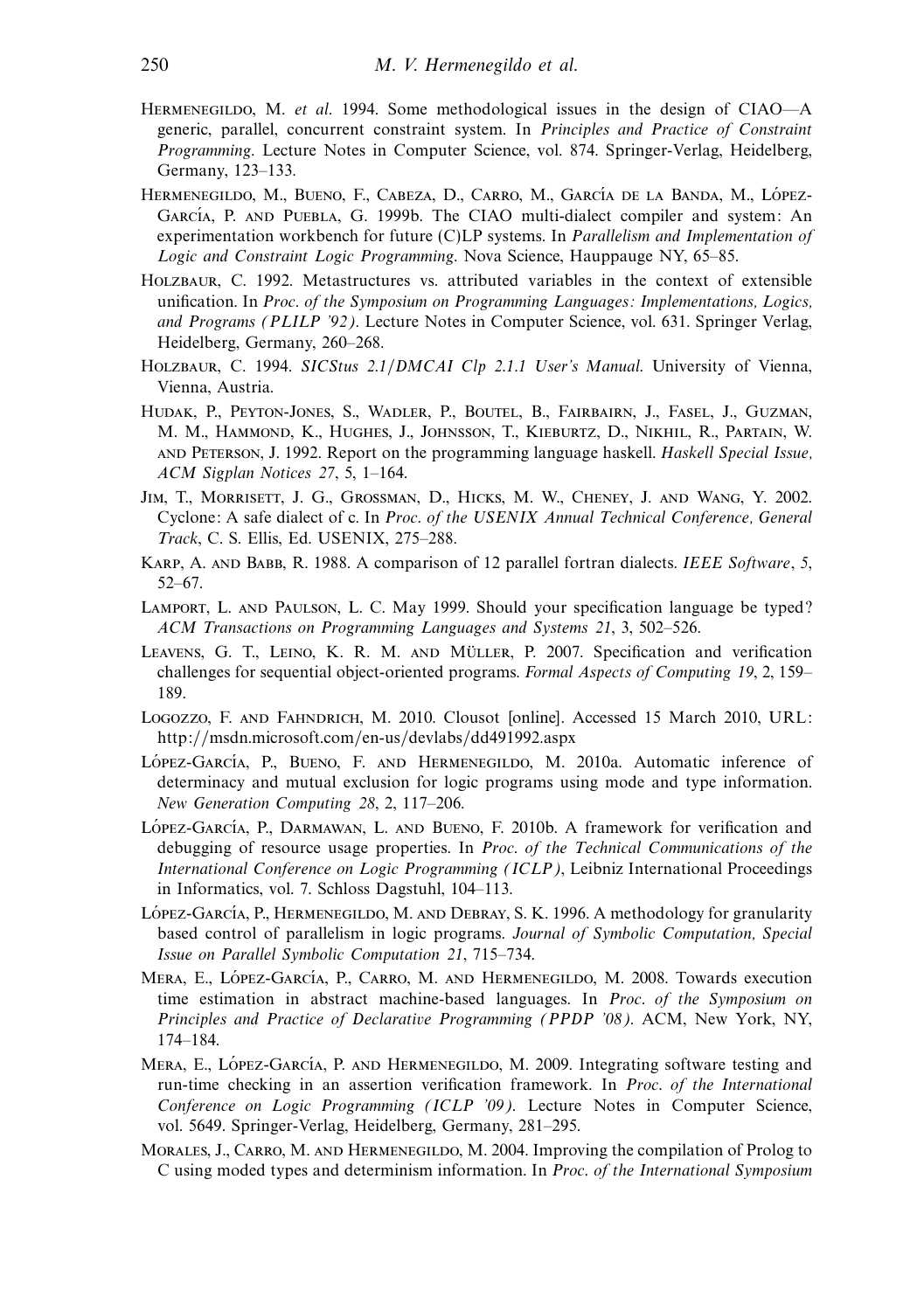Hermenegildo, M. *et al.* 1994. Some methodological issues in the design of CIAO—A generic, parallel, concurrent constraint system. In *Principles and Practice of Constraint Programming*. Lecture Notes in Computer Science, vol. 874. Springer-Verlag, Heidelberg, Germany, 123–133.

Hermenegildo, M., Bueno, F., Cabeza, D., Carro, M., García de la Banda, M., López-García, P. and Puebla, G. 1999b. The CIAO multi-dialect compiler and system: An experimentation workbench for future (C)LP systems. In *Parallelism and Implementation of Logic and Constraint Logic Programming*. Nova Science, Hauppauge NY, 65–85.

Holzbaur, C. 1992. Metastructures vs. attributed variables in the context of extensible unification. In *Proc. of the Symposium on Programming Languages: Implementations, Logics, and Programs (PLILP '92)*. Lecture Notes in Computer Science, vol. 631. Springer Verlag, Heidelberg, Germany, 260–268.

Holzbaur, C. 1994. *SICStus 2.1/DMCAI Clp 2.1.1 User's Manual*. University of Vienna, Vienna, Austria.

Hudak, P., Peyton-Jones, S., Wadler, P., Boutel, B., Fairbairn, J., Fasel, J., Guzman, M. M., Hammond, K., Hughes, J., Johnsson, T., Kieburtz, D., Nikhil, R., Partain, W. and Peterson, J. 1992. Report on the programming language haskell. *Haskell Special Issue, ACM Sigplan Notices 27*, 5, 1–164.

Jim, T., Morrisett, J. G., Grossman, D., Hicks, M. W., Cheney, J. and Wang, Y. 2002. Cyclone: A safe dialect of c. In *Proc. of the USENIX Annual Technical Conference, General Track*, C. S. Ellis, Ed. USENIX, 275–288.

Karp, A. and Babb, R. 1988. A comparison of 12 parallel fortran dialects. *IEEE Software*, *5*, 52–67.

Lamport, L. and Paulson, L. C. May 1999. Should your specification language be typed? *ACM Transactions on Programming Languages and Systems 21*, 3, 502–526.

Leavens, G. T., Leino, K. R. M. and Müller, P. 2007. Specification and verification challenges for sequential object-oriented programs. *Formal Aspects of Computing 19*, 2, 159–189.

Logozzo, F. and Fahndrich, M. 2010. Clousot [online]. Accessed 15 March 2010, URL: http://msdn.microsoft.com/en-us/devlabs/dd491992.aspx

López-García, P., Bueno, F. and Hermenegildo, M. 2010a. Automatic inference of determinacy and mutual exclusion for logic programs using mode and type information. *New Generation Computing 28*, 2, 117–206.

López-García, P., Darmawan, L. and Bueno, F. 2010b. A framework for verification and debugging of resource usage properties. In *Proc. of the Technical Communications of the International Conference on Logic Programming (ICLP)*, Leibniz International Proceedings in Informatics, vol. 7. Schloss Dagstuhl, 104–113.

López-García, P., Hermenegildo, M. and Debray, S. K. 1996. A methodology for granularity based control of parallelism in logic programs. *Journal of Symbolic Computation, Special Issue on Parallel Symbolic Computation 21*, 715–734.

Mera, E., López-García, P., Carro, M. and Hermenegildo, M. 2008. Towards execution time estimation in abstract machine-based languages. In *Proc. of the Symposium on Principles and Practice of Declarative Programming (PPDP '08)*. ACM, New York, NY, 174–184.

Mera, E., López-García, P. and Hermenegildo, M. 2009. Integrating software testing and run-time checking in an assertion verification framework. In *Proc. of the International Conference on Logic Programming (ICLP '09)*. Lecture Notes in Computer Science, vol. 5649. Springer-Verlag, Heidelberg, Germany, 281–295.

Morales, J., Carro, M. and Hermenegildo, M. 2004. Improving the compilation of Prolog to C using moded types and determinism information. In *Proc. of the International Symposium*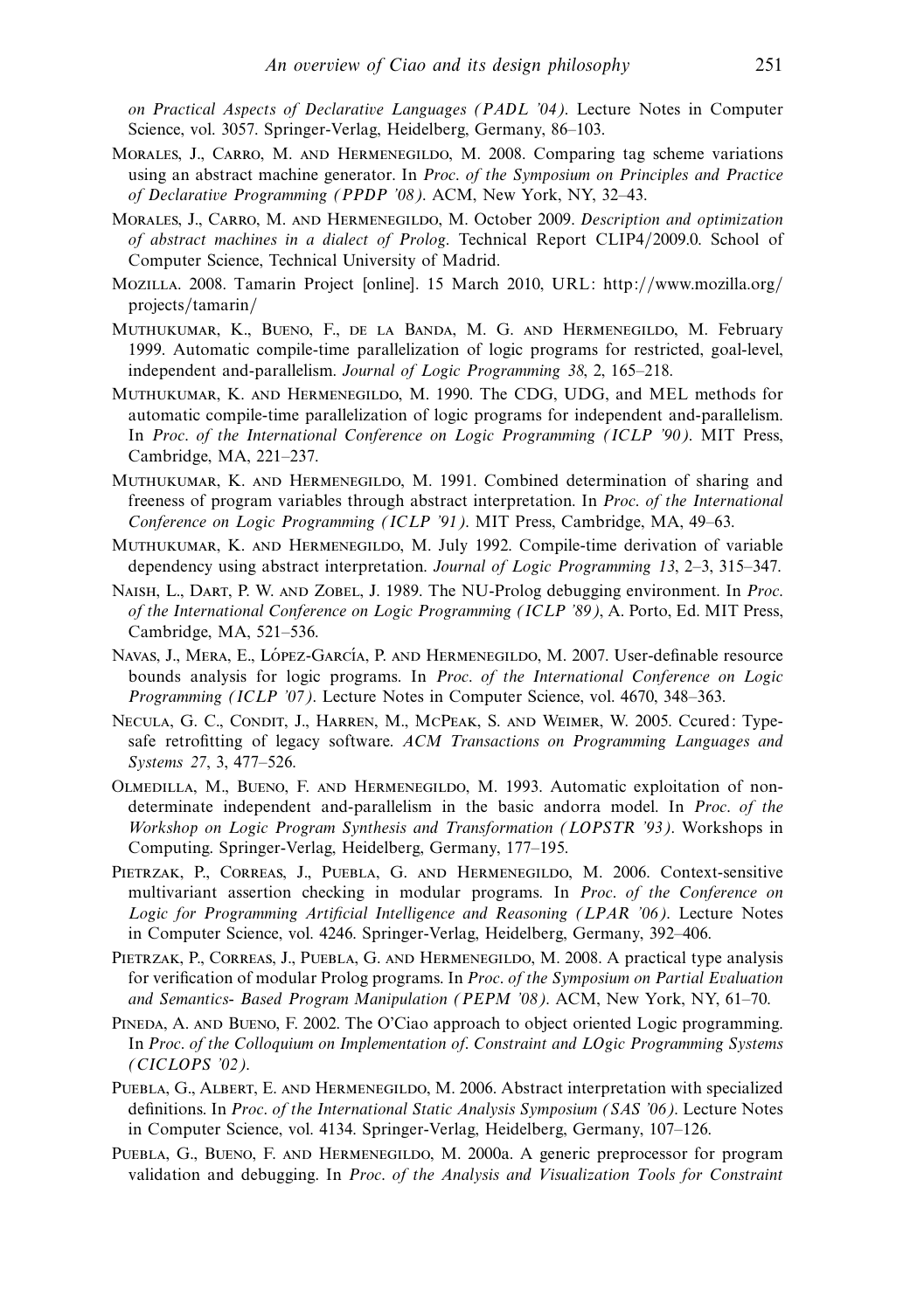on *Practical Aspects of Declarative Languages (PADL '04)*. Lecture Notes in Computer Science, vol. 3057. Springer-Verlag, Heidelberg, Germany, 86–103.

Morales, J., Carro, M. and Hermenegildo, M. 2008. Comparing tag scheme variations using an abstract machine generator. In *Proc. of the Symposium on Principles and Practice of Declarative Programming (PPDP '08)*. ACM, New York, NY, 32–43.

Morales, J., Carro, M. and Hermenegildo, M. October 2009. *Description and optimization of abstract machines in a dialect of Prolog*. Technical Report CLIP4/2009.0. School of Computer Science, Technical University of Madrid.

Mozilla. 2008. Tamarin Project [online]. 15 March 2010, URL: http://www.mozilla.org/projects/tamarin/

Muthukumar, K., Bueno, F., de la Banda, M. G. and Hermenegildo, M. February 1999. Automatic compile-time parallelization of logic programs for restricted, goal-level, independent and-parallelism. *Journal of Logic Programming 38*, 2, 165–218.

Muthukumar, K. and Hermenegildo, M. 1990. The CDG, UDG, and MEL methods for automatic compile-time parallelization of logic programs for independent and-parallelism. In *Proc. of the International Conference on Logic Programming (ICLP '90)*. MIT Press, Cambridge, MA, 221–237.

Muthukumar, K. and Hermenegildo, M. 1991. Combined determination of sharing and freeness of program variables through abstract interpretation. In *Proc. of the International Conference on Logic Programming (ICLP '91)*. MIT Press, Cambridge, MA, 49–63.

Muthukumar, K. and Hermenegildo, M. July 1992. Compile-time derivation of variable dependency using abstract interpretation. *Journal of Logic Programming 13*, 2–3, 315–347.

Naish, L., Dart, P. W. and Zobel, J. 1989. The NU-Prolog debugging environment. In *Proc. of the International Conference on Logic Programming (ICLP '89)*, A. Porto, Ed. MIT Press, Cambridge, MA, 521–536.

Navas, J., Mera, E., López-García, P. and Hermenegildo, M. 2007. User-definable resource bounds analysis for logic programs. In *Proc. of the International Conference on Logic Programming (ICLP '07)*. Lecture Notes in Computer Science, vol. 4670, 348–363.

Necula, G. C., Condit, J., Harren, M., McPeak, S. and Weimer, W. 2005. Ccured: Type-safe retrofitting of legacy software. *ACM Transactions on Programming Languages and Systems 27*, 3, 477–526.

Olmedilla, M., Bueno, F. and Hermenegildo, M. 1993. Automatic exploitation of non-determinate independent and-parallelism in the basic andorra model. In *Proc. of the Workshop on Logic Program Synthesis and Transformation (LOPSTR '93)*. Workshops in Computing. Springer-Verlag, Heidelberg, Germany, 177–195.

Pietrzak, P., Correas, J., Puebla, G. and Hermenegildo, M. 2006. Context-sensitive multivariant assertion checking in modular programs. In *Proc. of the Conference on Logic for Programming Artificial Intelligence and Reasoning (LPAR '06)*. Lecture Notes in Computer Science, vol. 4246. Springer-Verlag, Heidelberg, Germany, 392–406.

Pietrzak, P., Correas, J., Puebla, G. and Hermenegildo, M. 2008. A practical type analysis for verification of modular Prolog programs. In *Proc. of the Symposium on Partial Evaluation and Semantics- Based Program Manipulation (PEPM '08)*. ACM, New York, NY, 61–70.

Pineda, A. and Bueno, F. 2002. The O'Ciao approach to object oriented Logic programming. In *Proc. of the Colloquium on Implementation of. Constraint and LOgic Programming Systems (CICLOPS '02)*.

Puebla, G., Albert, E. and Hermenegildo, M. 2006. Abstract interpretation with specialized definitions. In *Proc. of the International Static Analysis Symposium (SAS '06)*. Lecture Notes in Computer Science, vol. 4134. Springer-Verlag, Heidelberg, Germany, 107–126.

Puebla, G., Bueno, F. and Hermenegildo, M. 2000a. A generic preprocessor for program validation and debugging. In *Proc. of the Analysis and Visualization Tools for Constraint*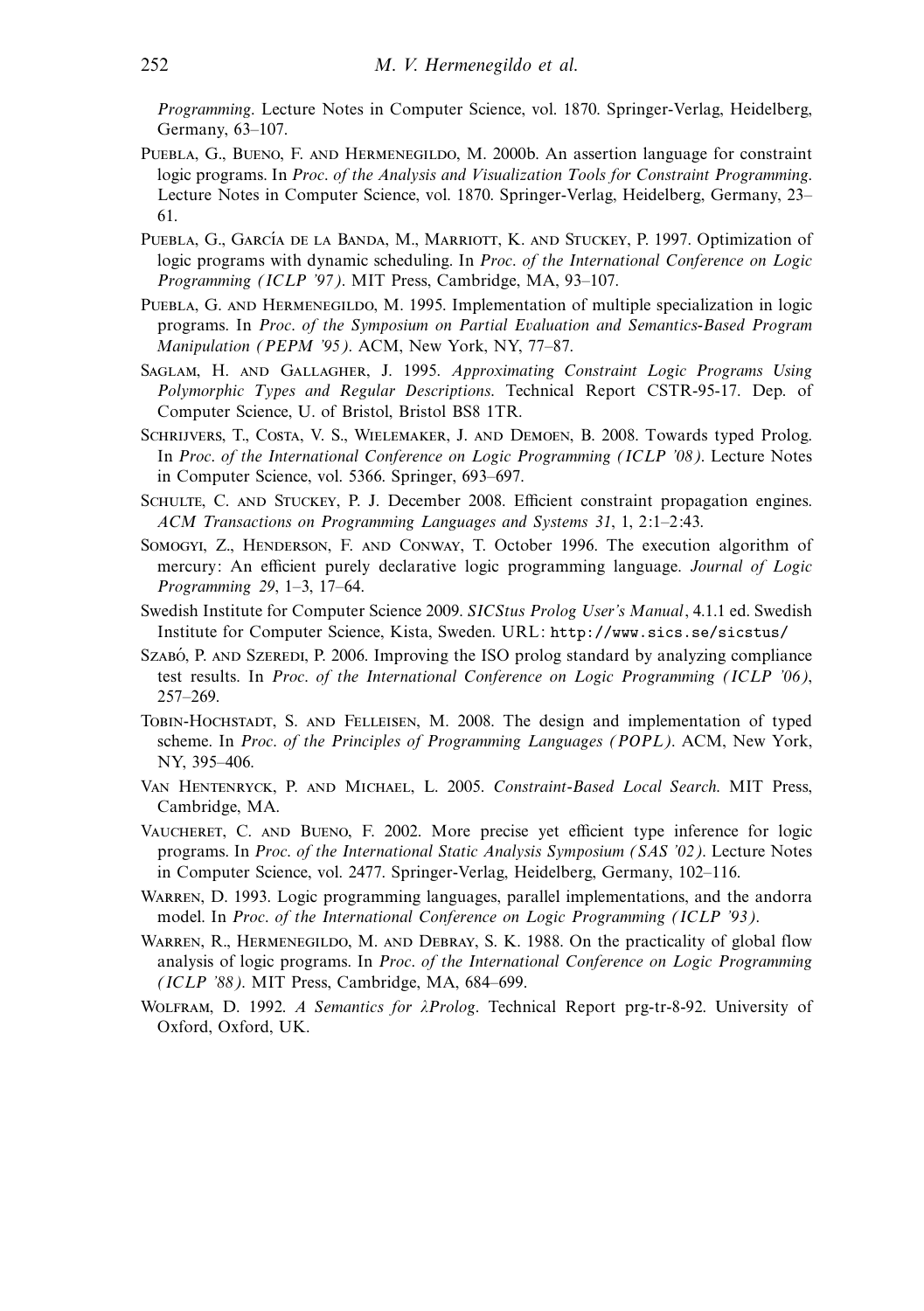Programming. Lecture Notes in Computer Science, vol. 1870. Springer-Verlag, Heidelberg, Germany, 63–107.

Puebla, G., Bueno, F. and Hermenegildo, M. 2000b. An assertion language for constraint logic programs. In *Proc. of the Analysis and Visualization Tools for Constraint Programming*. Lecture Notes in Computer Science, vol. 1870. Springer-Verlag, Heidelberg, Germany, 23–61.

Puebla, G., García de la Banda, M., Marriott, K. and Stuckey, P. 1997. Optimization of logic programs with dynamic scheduling. In *Proc. of the International Conference on Logic Programming (ICLP '97)*. MIT Press, Cambridge, MA, 93–107.

Puebla, G. and Hermenegildo, M. 1995. Implementation of multiple specialization in logic programs. In *Proc. of the Symposium on Partial Evaluation and Semantics-Based Program Manipulation (PEPM '95)*. ACM, New York, NY, 77–87.

Saglam, H. and Gallagher, J. 1995. *Approximating Constraint Logic Programs Using Polymorphic Types and Regular Descriptions*. Technical Report CSTR-95-17. Dep. of Computer Science, U. of Bristol, Bristol BS8 1TR.

Schrijvers, T., Costa, V. S., Wielemaker, J. and Demoen, B. 2008. Towards typed Prolog. In *Proc. of the International Conference on Logic Programming (ICLP '08)*. Lecture Notes in Computer Science, vol. 5366. Springer, 693–697.

Schulte, C. and Stuckey, P. J. December 2008. Efficient constraint propagation engines. *ACM Transactions on Programming Languages and Systems 31*, 1, 2:1–2:43.

Somogyi, Z., Henderson, F. and Conway, T. October 1996. The execution algorithm of mercury: An efficient purely declarative logic programming language. *Journal of Logic Programming 29*, 1–3, 17–64.

Swedish Institute for Computer Science 2009. *SICStus Prolog User's Manual*, 4.1.1 ed. Swedish Institute for Computer Science, Kista, Sweden. URL: http://www.sics.se/sicstus/

Szabó, P. and Szeredi, P. 2006. Improving the ISO prolog standard by analyzing compliance test results. In *Proc. of the International Conference on Logic Programming (ICLP '06)*, 257–269.

Tobin-Hochstadt, S. and Felleisen, M. 2008. The design and implementation of typed scheme. In *Proc. of the Principles of Programming Languages (POPL)*. ACM, New York, NY, 395–406.

Van Hentenryck, P. and Michael, L. 2005. *Constraint-Based Local Search*. MIT Press, Cambridge, MA.

Vaucheret, C. and Bueno, F. 2002. More precise yet efficient type inference for logic programs. In *Proc. of the International Static Analysis Symposium (SAS '02)*. Lecture Notes in Computer Science, vol. 2477. Springer-Verlag, Heidelberg, Germany, 102–116.

Warren, D. 1993. Logic programming languages, parallel implementations, and the andorra model. In *Proc. of the International Conference on Logic Programming (ICLP '93)*.

Warren, R., Hermenegildo, M. and Debray, S. K. 1988. On the practicality of global flow analysis of logic programs. In *Proc. of the International Conference on Logic Programming (ICLP '88)*. MIT Press, Cambridge, MA, 684–699.

Wolfram, D. 1992. *A Semantics for λProlog*. Technical Report prg-tr-8-92. University of Oxford, Oxford, UK.